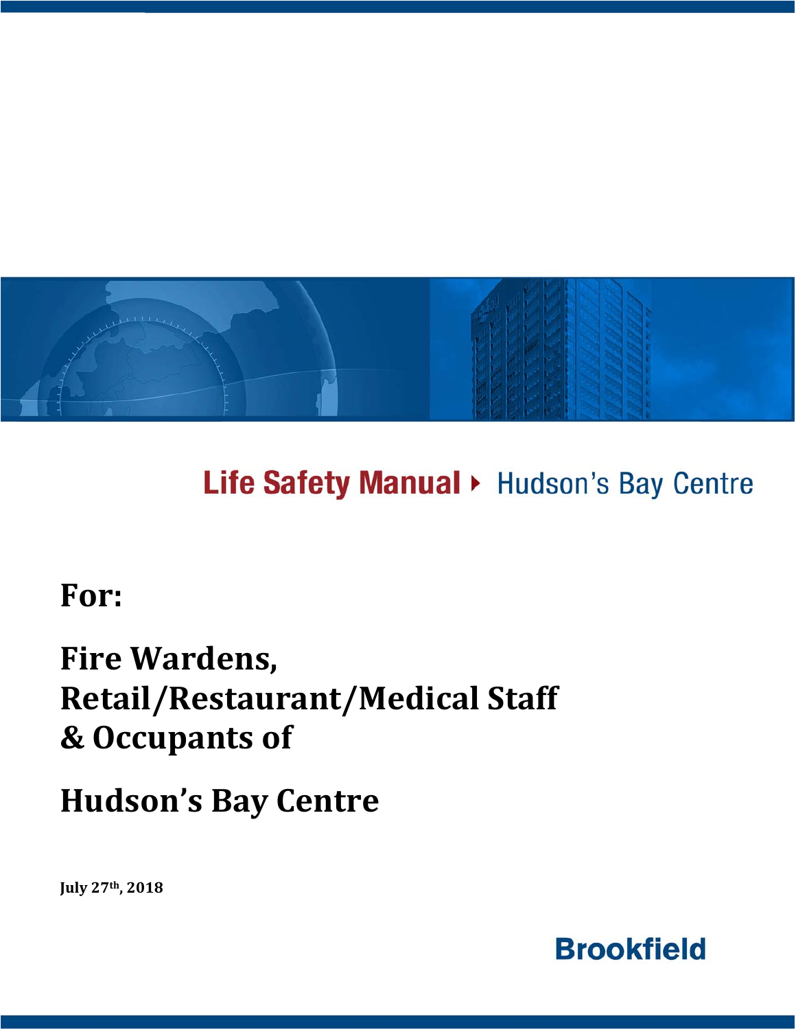# Life Safety Manual ▸ Hudson's Bay Centre

## For:

## Fire Wardens, Retail/Restaurant/Medical Staff & Occupants of

## Hudson's Bay Centre

**July 27th, 2018**

**Brookfield**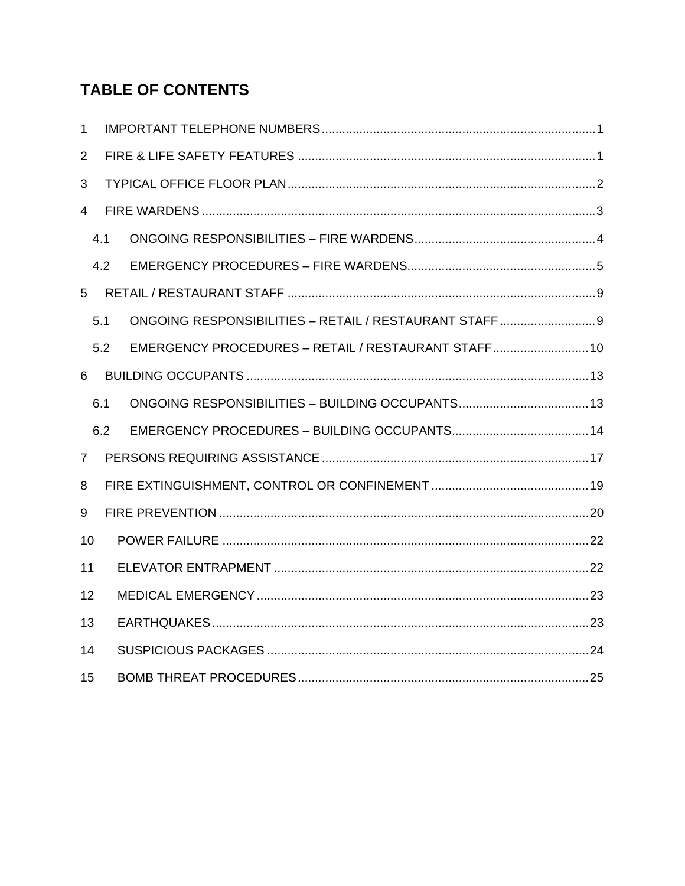## TABLE OF CONTENTS

1 IMPORTANT TELEPHONE NUMBERS ........ 1

2 FIRE & LIFE SAFETY FEATURES ........ 1

3 TYPICAL OFFICE FLOOR PLAN ........ 2

4 FIRE WARDENS ........ 3

- 4.1 ONGOING RESPONSIBILITIES – FIRE WARDENS ........ 4
- 4.2 EMERGENCY PROCEDURES – FIRE WARDENS ........ 5

5 RETAIL / RESTAURANT STAFF ........ 9

- 5.1 ONGOING RESPONSIBILITIES – RETAIL / RESTAURANT STAFF ........ 9
- 5.2 EMERGENCY PROCEDURES – RETAIL / RESTAURANT STAFF ........ 10

6 BUILDING OCCUPANTS ........ 13

- 6.1 ONGOING RESPONSIBILITIES – BUILDING OCCUPANTS ........ 13
- 6.2 EMERGENCY PROCEDURES – BUILDING OCCUPANTS ........ 14

7 PERSONS REQUIRING ASSISTANCE ........ 17

8 FIRE EXTINGUISHMENT, CONTROL OR CONFINEMENT ........ 19

9 FIRE PREVENTION ........ 20

10 POWER FAILURE ........ 22

11 ELEVATOR ENTRAPMENT ........ 22

12 MEDICAL EMERGENCY ........ 23

13 EARTHQUAKES ........ 23

14 SUSPICIOUS PACKAGES ........ 24

15 BOMB THREAT PROCEDURES ........ 25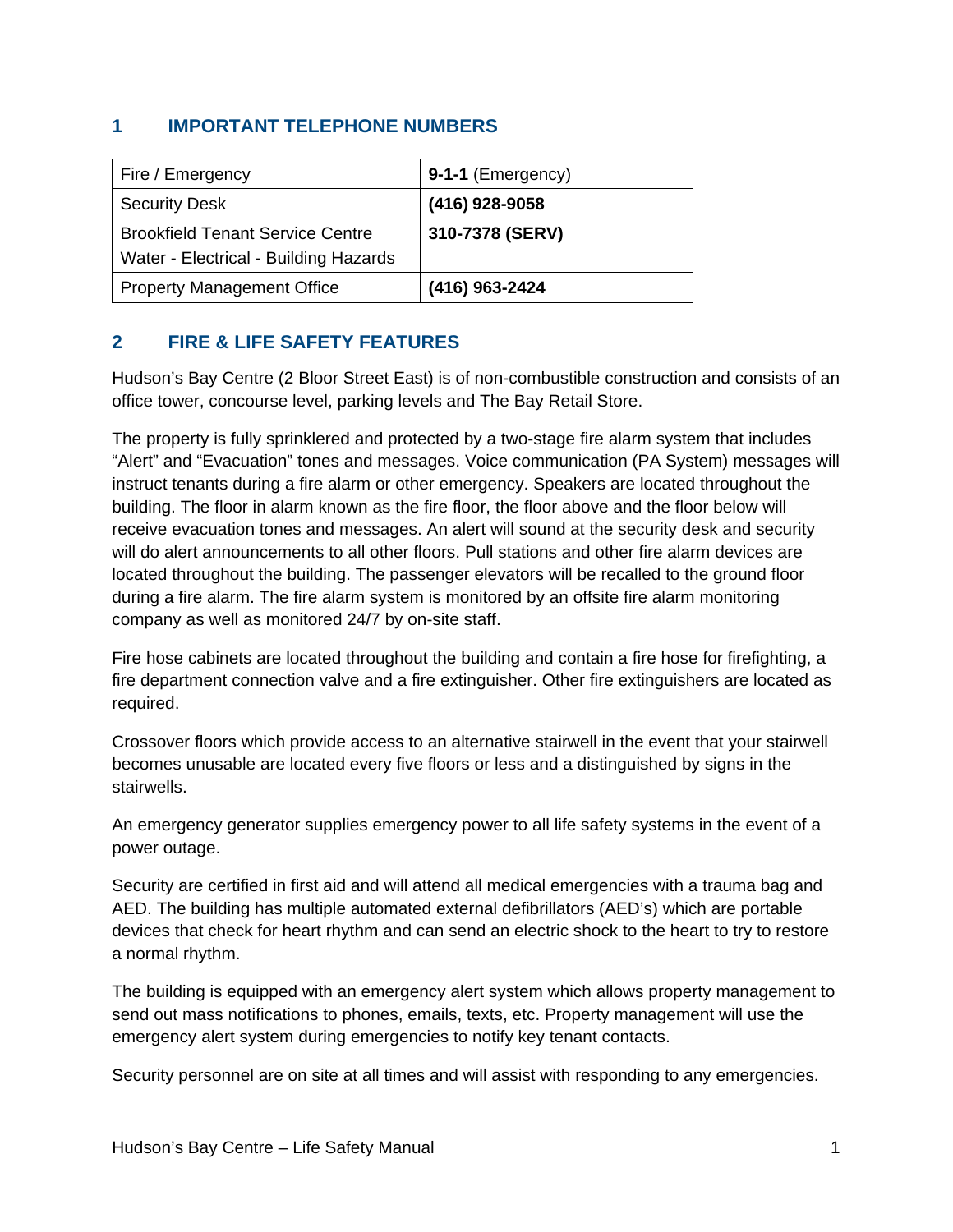## 1 IMPORTANT TELEPHONE NUMBERS

| | |
|---|---|
| Fire / Emergency | **9-1-1** (Emergency) |
| Security Desk | **(416) 928-9058** |
| Brookfield Tenant Service Centre<br>Water - Electrical - Building Hazards | **310-7378 (SERV)** |
| Property Management Office | **(416) 963-2424** |

## 2 FIRE & LIFE SAFETY FEATURES

Hudson's Bay Centre (2 Bloor Street East) is of non-combustible construction and consists of an office tower, concourse level, parking levels and The Bay Retail Store.

The property is fully sprinklered and protected by a two-stage fire alarm system that includes "Alert" and "Evacuation" tones and messages. Voice communication (PA System) messages will instruct tenants during a fire alarm or other emergency. Speakers are located throughout the building. The floor in alarm known as the fire floor, the floor above and the floor below will receive evacuation tones and messages. An alert will sound at the security desk and security will do alert announcements to all other floors. Pull stations and other fire alarm devices are located throughout the building. The passenger elevators will be recalled to the ground floor during a fire alarm. The fire alarm system is monitored by an offsite fire alarm monitoring company as well as monitored 24/7 by on-site staff.

Fire hose cabinets are located throughout the building and contain a fire hose for firefighting, a fire department connection valve and a fire extinguisher. Other fire extinguishers are located as required.

Crossover floors which provide access to an alternative stairwell in the event that your stairwell becomes unusable are located every five floors or less and a distinguished by signs in the stairwells.

An emergency generator supplies emergency power to all life safety systems in the event of a power outage.

Security are certified in first aid and will attend all medical emergencies with a trauma bag and AED. The building has multiple automated external defibrillators (AED's) which are portable devices that check for heart rhythm and can send an electric shock to the heart to try to restore a normal rhythm.

The building is equipped with an emergency alert system which allows property management to send out mass notifications to phones, emails, texts, etc. Property management will use the emergency alert system during emergencies to notify key tenant contacts.

Security personnel are on site at all times and will assist with responding to any emergencies.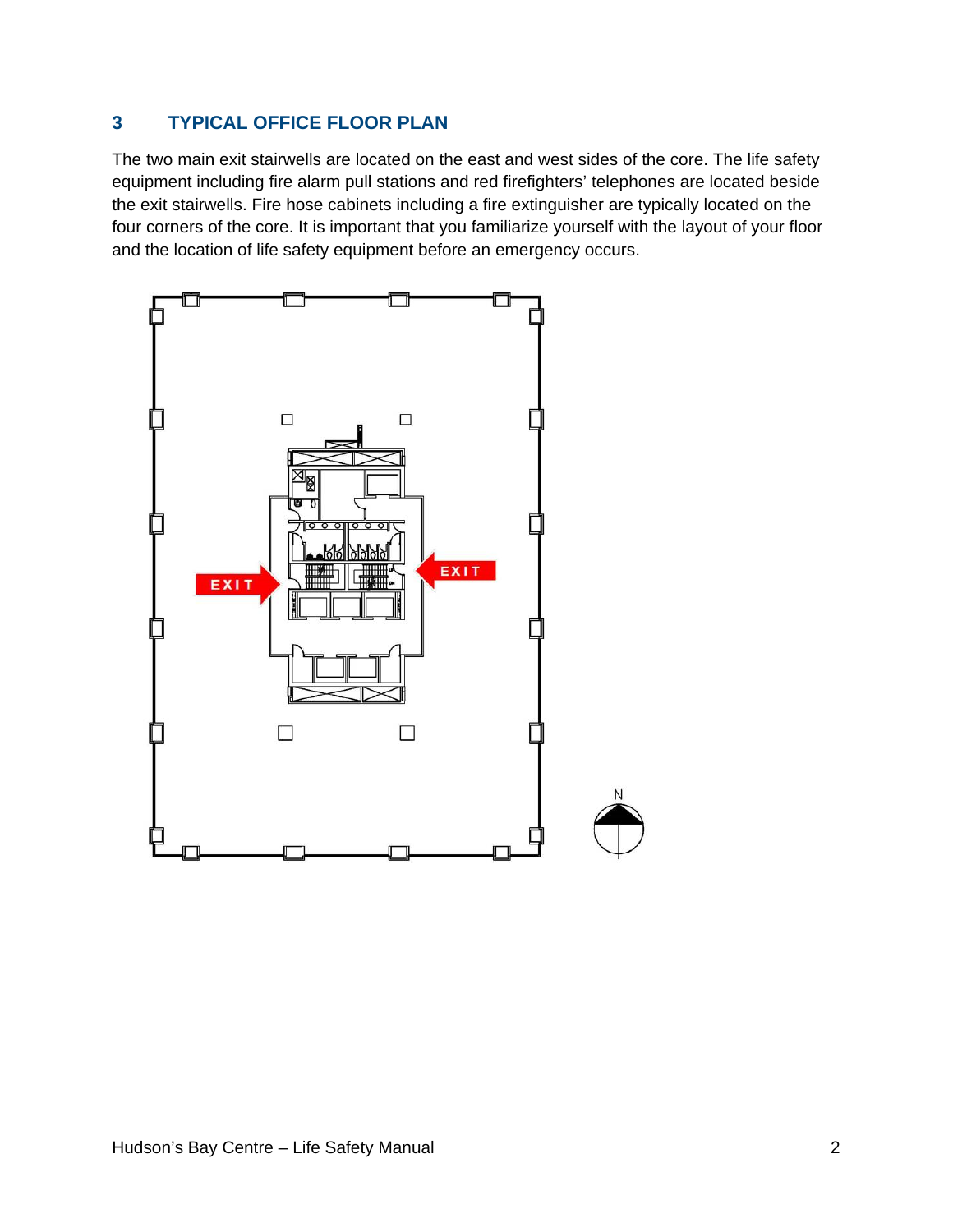## 3 TYPICAL OFFICE FLOOR PLAN

The two main exit stairwells are located on the east and west sides of the core. The life safety equipment including fire alarm pull stations and red firefighters' telephones are located beside the exit stairwells. Fire hose cabinets including a fire extinguisher are typically located on the four corners of the core. It is important that you familiarize yourself with the layout of your floor and the location of life safety equipment before an emergency occurs.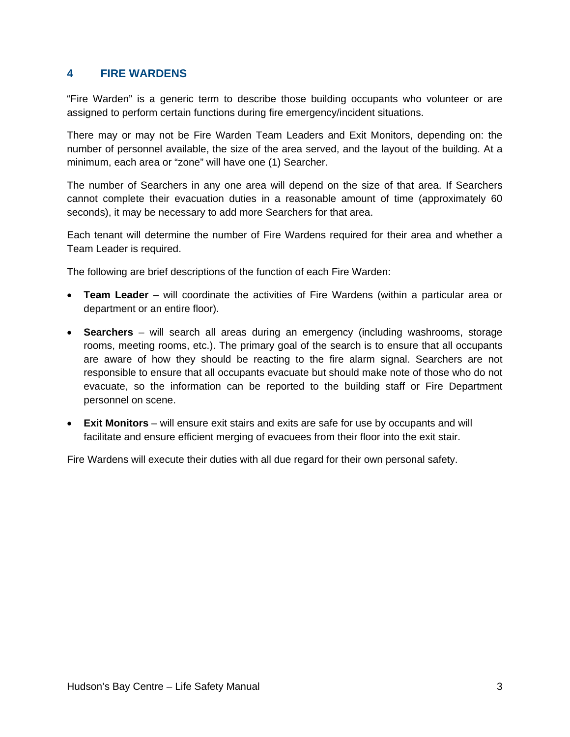# 4 FIRE WARDENS

"Fire Warden" is a generic term to describe those building occupants who volunteer or are assigned to perform certain functions during fire emergency/incident situations.

There may or may not be Fire Warden Team Leaders and Exit Monitors, depending on: the number of personnel available, the size of the area served, and the layout of the building. At a minimum, each area or "zone" will have one (1) Searcher.

The number of Searchers in any one area will depend on the size of that area. If Searchers cannot complete their evacuation duties in a reasonable amount of time (approximately 60 seconds), it may be necessary to add more Searchers for that area.

Each tenant will determine the number of Fire Wardens required for their area and whether a Team Leader is required.

The following are brief descriptions of the function of each Fire Warden:

- **Team Leader** – will coordinate the activities of Fire Wardens (within a particular area or department or an entire floor).
- **Searchers** – will search all areas during an emergency (including washrooms, storage rooms, meeting rooms, etc.). The primary goal of the search is to ensure that all occupants are aware of how they should be reacting to the fire alarm signal. Searchers are not responsible to ensure that all occupants evacuate but should make note of those who do not evacuate, so the information can be reported to the building staff or Fire Department personnel on scene.
- **Exit Monitors** – will ensure exit stairs and exits are safe for use by occupants and will facilitate and ensure efficient merging of evacuees from their floor into the exit stair.

Fire Wardens will execute their duties with all due regard for their own personal safety.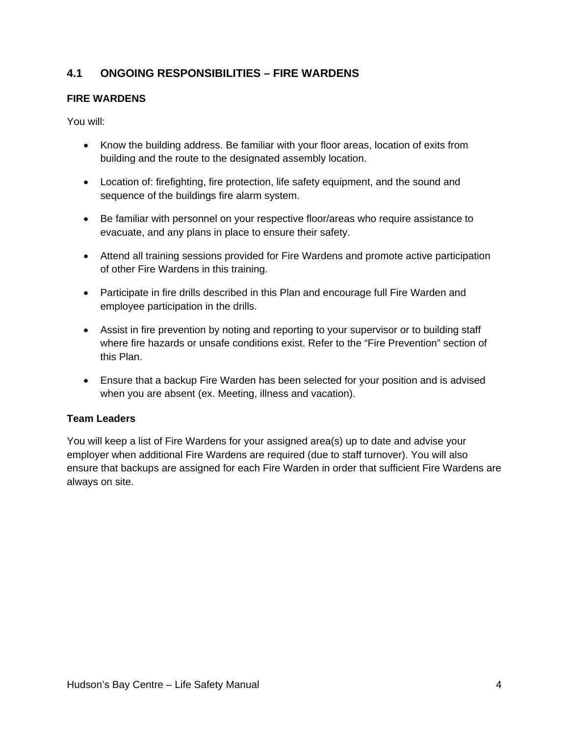## 4.1 ONGOING RESPONSIBILITIES – FIRE WARDENS

### FIRE WARDENS

You will:

- Know the building address. Be familiar with your floor areas, location of exits from building and the route to the designated assembly location.
- Location of: firefighting, fire protection, life safety equipment, and the sound and sequence of the buildings fire alarm system.
- Be familiar with personnel on your respective floor/areas who require assistance to evacuate, and any plans in place to ensure their safety.
- Attend all training sessions provided for Fire Wardens and promote active participation of other Fire Wardens in this training.
- Participate in fire drills described in this Plan and encourage full Fire Warden and employee participation in the drills.
- Assist in fire prevention by noting and reporting to your supervisor or to building staff where fire hazards or unsafe conditions exist. Refer to the "Fire Prevention" section of this Plan.
- Ensure that a backup Fire Warden has been selected for your position and is advised when you are absent (ex. Meeting, illness and vacation).

### Team Leaders

You will keep a list of Fire Wardens for your assigned area(s) up to date and advise your employer when additional Fire Wardens are required (due to staff turnover). You will also ensure that backups are assigned for each Fire Warden in order that sufficient Fire Wardens are always on site.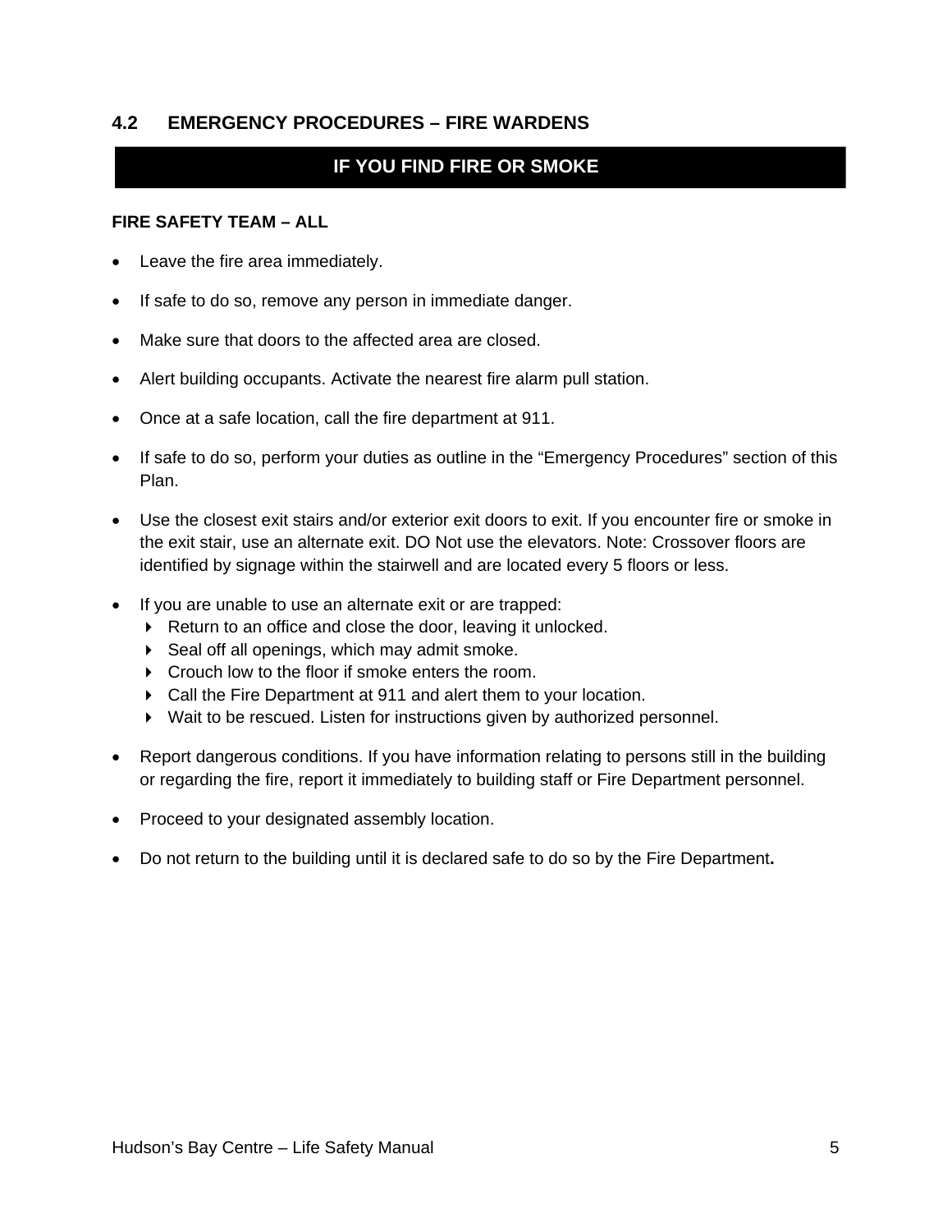## 4.2 EMERGENCY PROCEDURES – FIRE WARDENS

### IF YOU FIND FIRE OR SMOKE

**FIRE SAFETY TEAM – ALL**

- Leave the fire area immediately.
- If safe to do so, remove any person in immediate danger.
- Make sure that doors to the affected area are closed.
- Alert building occupants. Activate the nearest fire alarm pull station.
- Once at a safe location, call the fire department at 911.
- If safe to do so, perform your duties as outline in the "Emergency Procedures" section of this Plan.
- Use the closest exit stairs and/or exterior exit doors to exit. If you encounter fire or smoke in the exit stair, use an alternate exit. DO Not use the elevators. Note: Crossover floors are identified by signage within the stairwell and are located every 5 floors or less.
- If you are unable to use an alternate exit or are trapped:
  - Return to an office and close the door, leaving it unlocked.
  - Seal off all openings, which may admit smoke.
  - Crouch low to the floor if smoke enters the room.
  - Call the Fire Department at 911 and alert them to your location.
  - Wait to be rescued. Listen for instructions given by authorized personnel.
- Report dangerous conditions. If you have information relating to persons still in the building or regarding the fire, report it immediately to building staff or Fire Department personnel.
- Proceed to your designated assembly location.
- Do not return to the building until it is declared safe to do so by the Fire Department**.**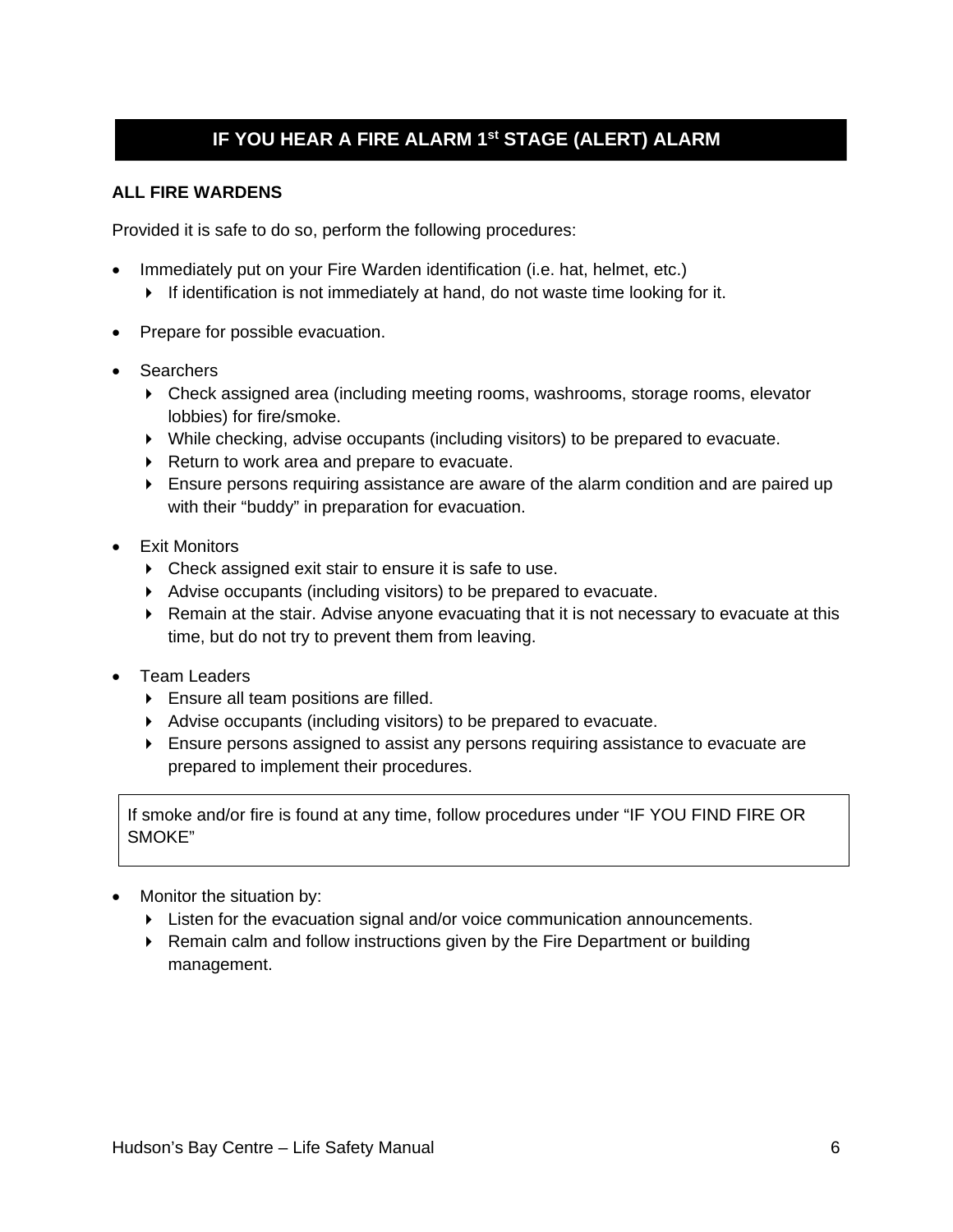## IF YOU HEAR A FIRE ALARM 1st STAGE (ALERT) ALARM

**ALL FIRE WARDENS**

Provided it is safe to do so, perform the following procedures:

- Immediately put on your Fire Warden identification (i.e. hat, helmet, etc.)
  - If identification is not immediately at hand, do not waste time looking for it.
- Prepare for possible evacuation.
- Searchers
  - Check assigned area (including meeting rooms, washrooms, storage rooms, elevator lobbies) for fire/smoke.
  - While checking, advise occupants (including visitors) to be prepared to evacuate.
  - Return to work area and prepare to evacuate.
  - Ensure persons requiring assistance are aware of the alarm condition and are paired up with their "buddy" in preparation for evacuation.
- Exit Monitors
  - Check assigned exit stair to ensure it is safe to use.
  - Advise occupants (including visitors) to be prepared to evacuate.
  - Remain at the stair. Advise anyone evacuating that it is not necessary to evacuate at this time, but do not try to prevent them from leaving.
- Team Leaders
  - Ensure all team positions are filled.
  - Advise occupants (including visitors) to be prepared to evacuate.
  - Ensure persons assigned to assist any persons requiring assistance to evacuate are prepared to implement their procedures.

> If smoke and/or fire is found at any time, follow procedures under "IF YOU FIND FIRE OR SMOKE"

- Monitor the situation by:
  - Listen for the evacuation signal and/or voice communication announcements.
  - Remain calm and follow instructions given by the Fire Department or building management.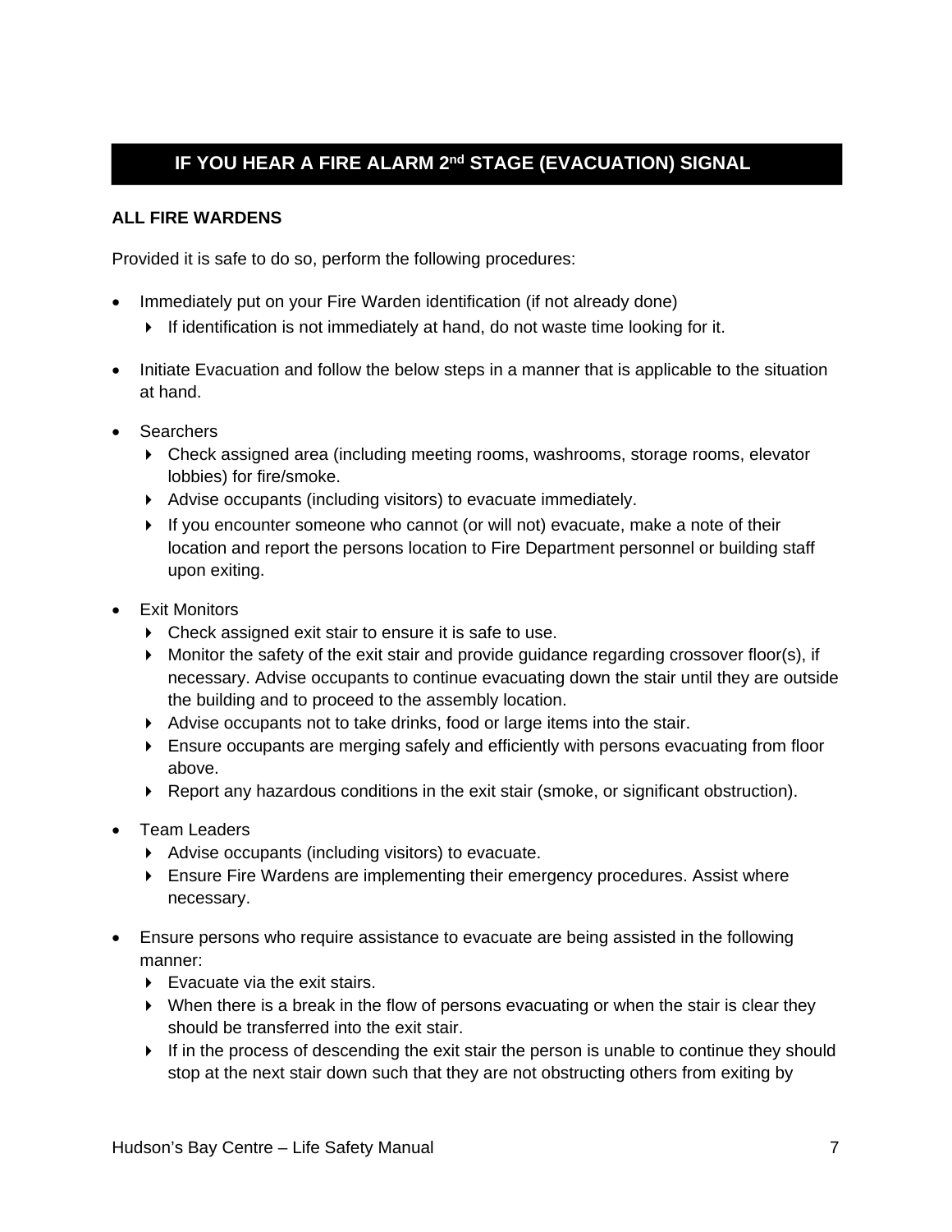## IF YOU HEAR A FIRE ALARM 2nd STAGE (EVACUATION) SIGNAL

**ALL FIRE WARDENS**

Provided it is safe to do so, perform the following procedures:

- Immediately put on your Fire Warden identification (if not already done)
  - If identification is not immediately at hand, do not waste time looking for it.
- Initiate Evacuation and follow the below steps in a manner that is applicable to the situation at hand.
- Searchers
  - Check assigned area (including meeting rooms, washrooms, storage rooms, elevator lobbies) for fire/smoke.
  - Advise occupants (including visitors) to evacuate immediately.
  - If you encounter someone who cannot (or will not) evacuate, make a note of their location and report the persons location to Fire Department personnel or building staff upon exiting.
- Exit Monitors
  - Check assigned exit stair to ensure it is safe to use.
  - Monitor the safety of the exit stair and provide guidance regarding crossover floor(s), if necessary. Advise occupants to continue evacuating down the stair until they are outside the building and to proceed to the assembly location.
  - Advise occupants not to take drinks, food or large items into the stair.
  - Ensure occupants are merging safely and efficiently with persons evacuating from floor above.
  - Report any hazardous conditions in the exit stair (smoke, or significant obstruction).
- Team Leaders
  - Advise occupants (including visitors) to evacuate.
  - Ensure Fire Wardens are implementing their emergency procedures. Assist where necessary.
- Ensure persons who require assistance to evacuate are being assisted in the following manner:
  - Evacuate via the exit stairs.
  - When there is a break in the flow of persons evacuating or when the stair is clear they should be transferred into the exit stair.
  - If in the process of descending the exit stair the person is unable to continue they should stop at the next stair down such that they are not obstructing others from exiting by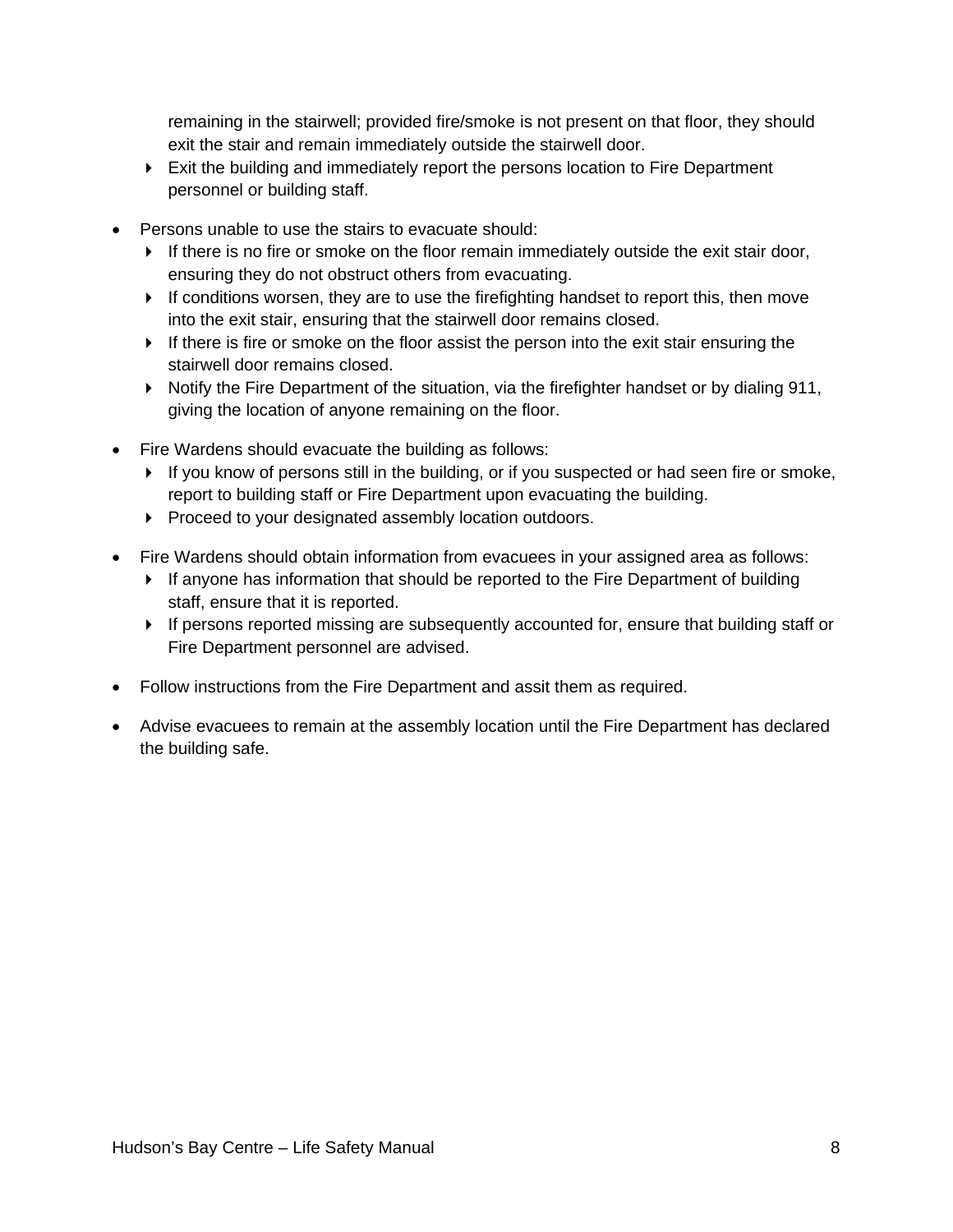remaining in the stairwell; provided fire/smoke is not present on that floor, they should exit the stair and remain immediately outside the stairwell door.
  - Exit the building and immediately report the persons location to Fire Department personnel or building staff.

- Persons unable to use the stairs to evacuate should:
  - If there is no fire or smoke on the floor remain immediately outside the exit stair door, ensuring they do not obstruct others from evacuating.
  - If conditions worsen, they are to use the firefighting handset to report this, then move into the exit stair, ensuring that the stairwell door remains closed.
  - If there is fire or smoke on the floor assist the person into the exit stair ensuring the stairwell door remains closed.
  - Notify the Fire Department of the situation, via the firefighter handset or by dialing 911, giving the location of anyone remaining on the floor.

- Fire Wardens should evacuate the building as follows:
  - If you know of persons still in the building, or if you suspected or had seen fire or smoke, report to building staff or Fire Department upon evacuating the building.
  - Proceed to your designated assembly location outdoors.

- Fire Wardens should obtain information from evacuees in your assigned area as follows:
  - If anyone has information that should be reported to the Fire Department of building staff, ensure that it is reported.
  - If persons reported missing are subsequently accounted for, ensure that building staff or Fire Department personnel are advised.

- Follow instructions from the Fire Department and assit them as required.

- Advise evacuees to remain at the assembly location until the Fire Department has declared the building safe.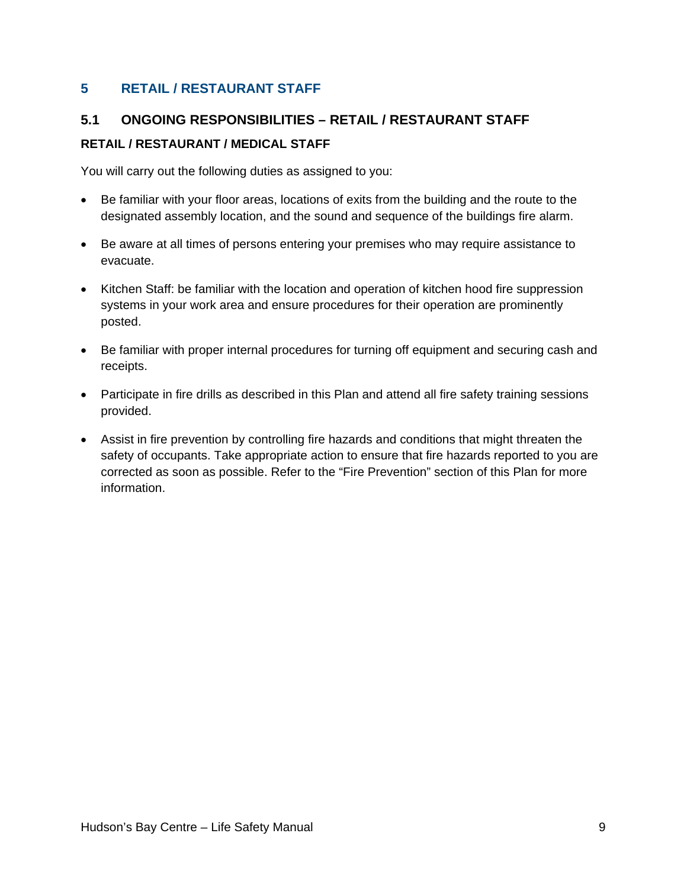# 5 RETAIL / RESTAURANT STAFF

## 5.1 ONGOING RESPONSIBILITIES – RETAIL / RESTAURANT STAFF

**RETAIL / RESTAURANT / MEDICAL STAFF**

You will carry out the following duties as assigned to you:

- Be familiar with your floor areas, locations of exits from the building and the route to the designated assembly location, and the sound and sequence of the buildings fire alarm.
- Be aware at all times of persons entering your premises who may require assistance to evacuate.
- Kitchen Staff: be familiar with the location and operation of kitchen hood fire suppression systems in your work area and ensure procedures for their operation are prominently posted.
- Be familiar with proper internal procedures for turning off equipment and securing cash and receipts.
- Participate in fire drills as described in this Plan and attend all fire safety training sessions provided.
- Assist in fire prevention by controlling fire hazards and conditions that might threaten the safety of occupants. Take appropriate action to ensure that fire hazards reported to you are corrected as soon as possible. Refer to the "Fire Prevention" section of this Plan for more information.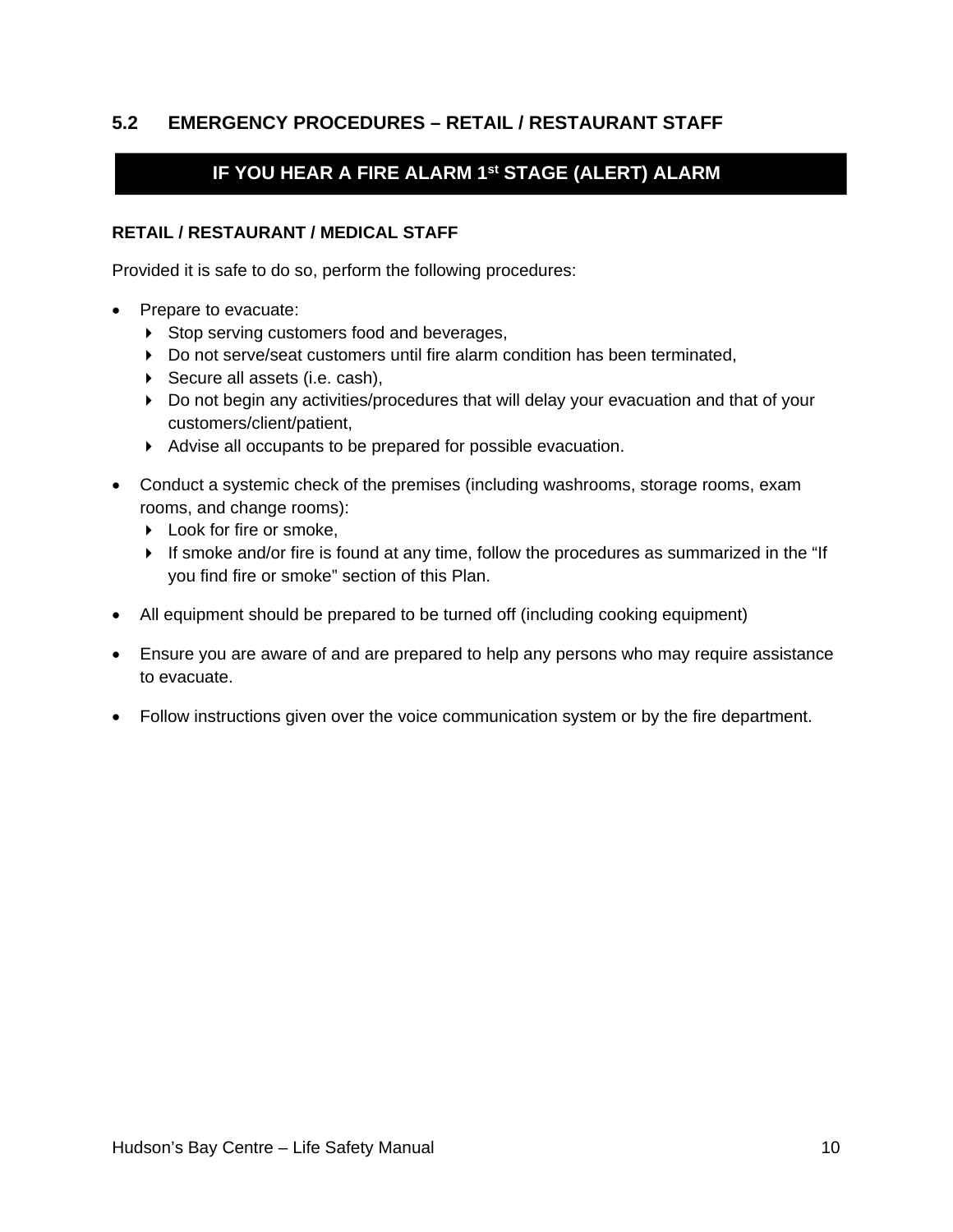## 5.2 EMERGENCY PROCEDURES – RETAIL / RESTAURANT STAFF

### IF YOU HEAR A FIRE ALARM 1st STAGE (ALERT) ALARM

**RETAIL / RESTAURANT / MEDICAL STAFF**

Provided it is safe to do so, perform the following procedures:

- Prepare to evacuate:
  - Stop serving customers food and beverages,
  - Do not serve/seat customers until fire alarm condition has been terminated,
  - Secure all assets (i.e. cash),
  - Do not begin any activities/procedures that will delay your evacuation and that of your customers/client/patient,
  - Advise all occupants to be prepared for possible evacuation.
- Conduct a systemic check of the premises (including washrooms, storage rooms, exam rooms, and change rooms):
  - Look for fire or smoke,
  - If smoke and/or fire is found at any time, follow the procedures as summarized in the "If you find fire or smoke" section of this Plan.
- All equipment should be prepared to be turned off (including cooking equipment)
- Ensure you are aware of and are prepared to help any persons who may require assistance to evacuate.
- Follow instructions given over the voice communication system or by the fire department.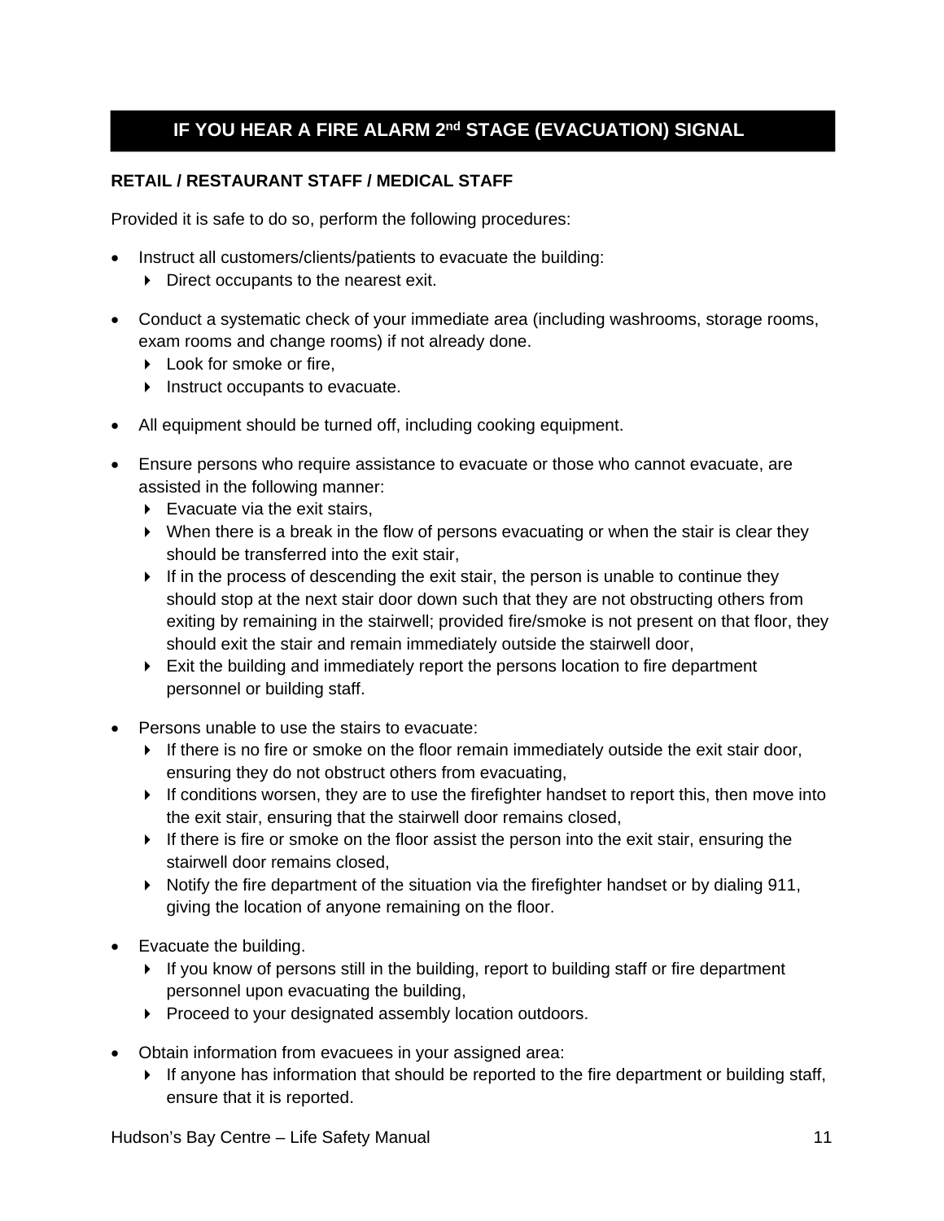## IF YOU HEAR A FIRE ALARM 2nd STAGE (EVACUATION) SIGNAL

**RETAIL / RESTAURANT STAFF / MEDICAL STAFF**

Provided it is safe to do so, perform the following procedures:

- Instruct all customers/clients/patients to evacuate the building:
  - Direct occupants to the nearest exit.
- Conduct a systematic check of your immediate area (including washrooms, storage rooms, exam rooms and change rooms) if not already done.
  - Look for smoke or fire,
  - Instruct occupants to evacuate.
- All equipment should be turned off, including cooking equipment.
- Ensure persons who require assistance to evacuate or those who cannot evacuate, are assisted in the following manner:
  - Evacuate via the exit stairs,
  - When there is a break in the flow of persons evacuating or when the stair is clear they should be transferred into the exit stair,
  - If in the process of descending the exit stair, the person is unable to continue they should stop at the next stair door down such that they are not obstructing others from exiting by remaining in the stairwell; provided fire/smoke is not present on that floor, they should exit the stair and remain immediately outside the stairwell door,
  - Exit the building and immediately report the persons location to fire department personnel or building staff.
- Persons unable to use the stairs to evacuate:
  - If there is no fire or smoke on the floor remain immediately outside the exit stair door, ensuring they do not obstruct others from evacuating,
  - If conditions worsen, they are to use the firefighter handset to report this, then move into the exit stair, ensuring that the stairwell door remains closed,
  - If there is fire or smoke on the floor assist the person into the exit stair, ensuring the stairwell door remains closed,
  - Notify the fire department of the situation via the firefighter handset or by dialing 911, giving the location of anyone remaining on the floor.
- Evacuate the building.
  - If you know of persons still in the building, report to building staff or fire department personnel upon evacuating the building,
  - Proceed to your designated assembly location outdoors.
- Obtain information from evacuees in your assigned area:
  - If anyone has information that should be reported to the fire department or building staff, ensure that it is reported.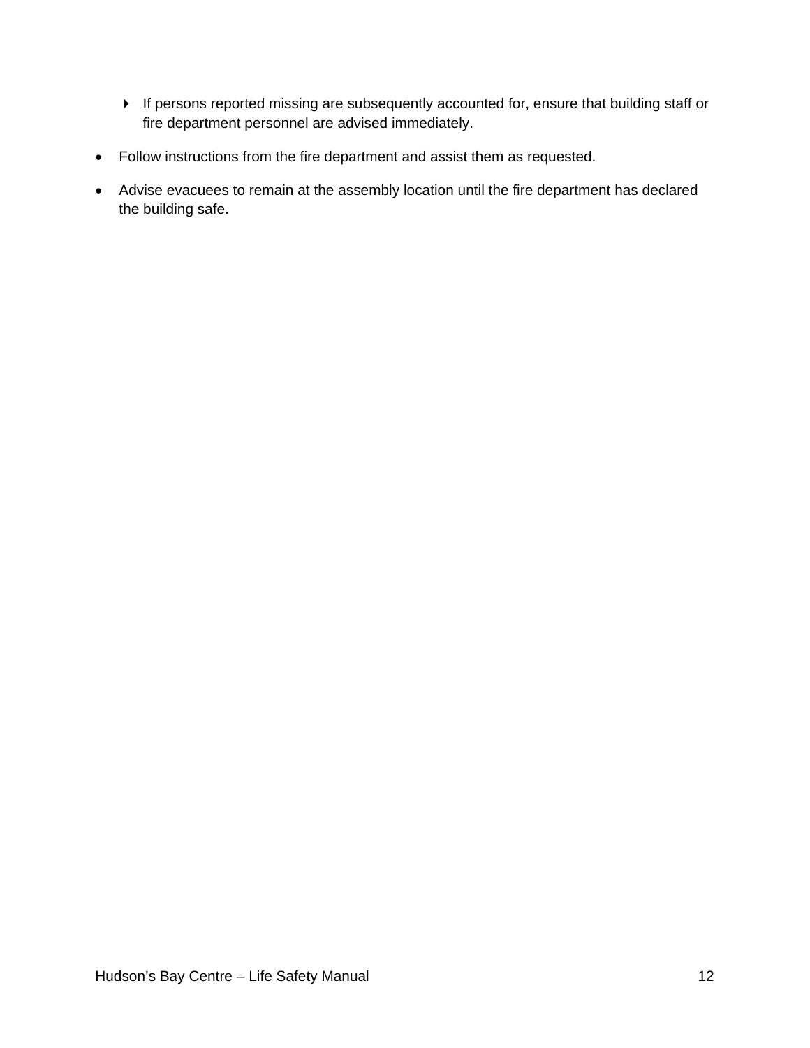- If persons reported missing are subsequently accounted for, ensure that building staff or fire department personnel are advised immediately.

- Follow instructions from the fire department and assist them as requested.

- Advise evacuees to remain at the assembly location until the fire department has declared the building safe.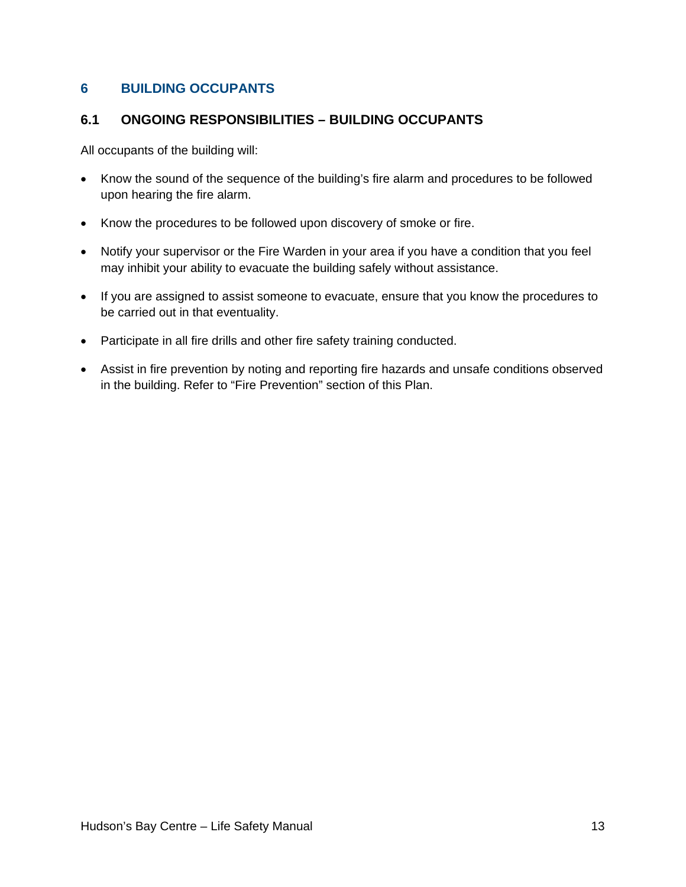# 6 BUILDING OCCUPANTS

## 6.1 ONGOING RESPONSIBILITIES – BUILDING OCCUPANTS

All occupants of the building will:

- Know the sound of the sequence of the building's fire alarm and procedures to be followed upon hearing the fire alarm.
- Know the procedures to be followed upon discovery of smoke or fire.
- Notify your supervisor or the Fire Warden in your area if you have a condition that you feel may inhibit your ability to evacuate the building safely without assistance.
- If you are assigned to assist someone to evacuate, ensure that you know the procedures to be carried out in that eventuality.
- Participate in all fire drills and other fire safety training conducted.
- Assist in fire prevention by noting and reporting fire hazards and unsafe conditions observed in the building. Refer to "Fire Prevention" section of this Plan.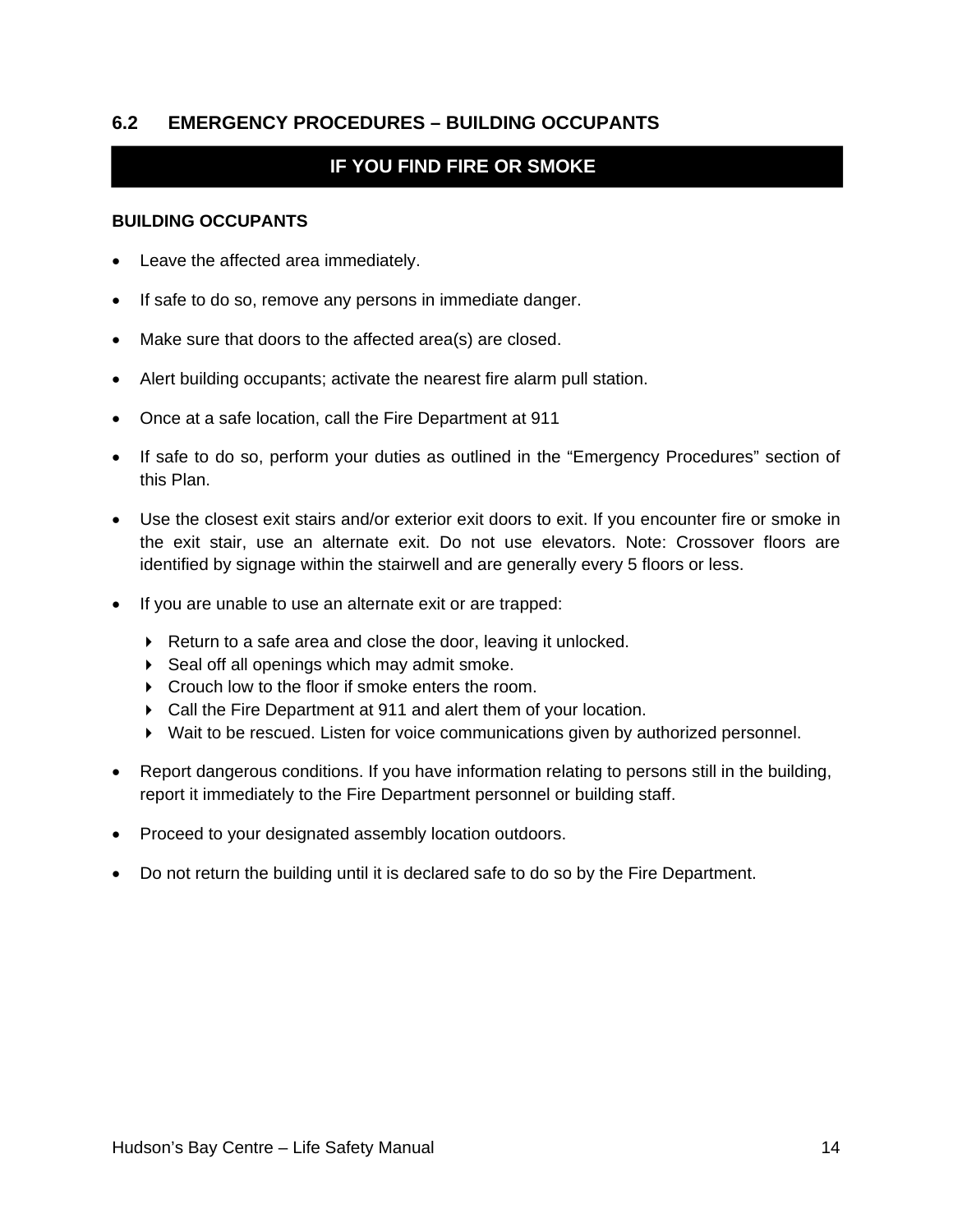## 6.2 EMERGENCY PROCEDURES – BUILDING OCCUPANTS

### IF YOU FIND FIRE OR SMOKE

**BUILDING OCCUPANTS**

- Leave the affected area immediately.
- If safe to do so, remove any persons in immediate danger.
- Make sure that doors to the affected area(s) are closed.
- Alert building occupants; activate the nearest fire alarm pull station.
- Once at a safe location, call the Fire Department at 911
- If safe to do so, perform your duties as outlined in the "Emergency Procedures" section of this Plan.
- Use the closest exit stairs and/or exterior exit doors to exit. If you encounter fire or smoke in the exit stair, use an alternate exit. Do not use elevators. Note: Crossover floors are identified by signage within the stairwell and are generally every 5 floors or less.
- If you are unable to use an alternate exit or are trapped:
  - Return to a safe area and close the door, leaving it unlocked.
  - Seal off all openings which may admit smoke.
  - Crouch low to the floor if smoke enters the room.
  - Call the Fire Department at 911 and alert them of your location.
  - Wait to be rescued. Listen for voice communications given by authorized personnel.
- Report dangerous conditions. If you have information relating to persons still in the building, report it immediately to the Fire Department personnel or building staff.
- Proceed to your designated assembly location outdoors.
- Do not return the building until it is declared safe to do so by the Fire Department.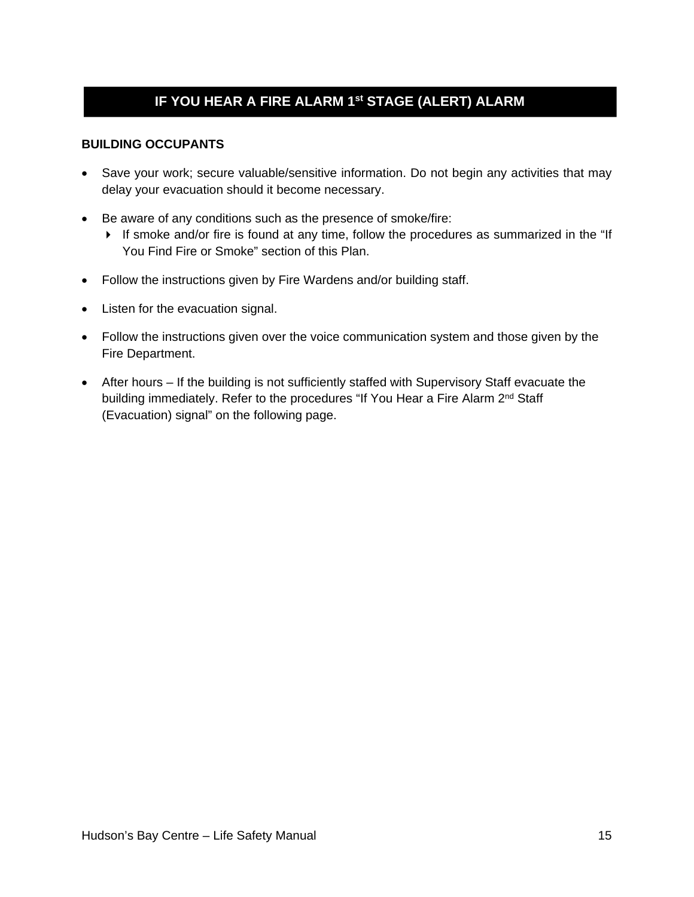## IF YOU HEAR A FIRE ALARM 1st STAGE (ALERT) ALARM

**BUILDING OCCUPANTS**

- Save your work; secure valuable/sensitive information. Do not begin any activities that may delay your evacuation should it become necessary.
- Be aware of any conditions such as the presence of smoke/fire:
  - If smoke and/or fire is found at any time, follow the procedures as summarized in the "If You Find Fire or Smoke" section of this Plan.
- Follow the instructions given by Fire Wardens and/or building staff.
- Listen for the evacuation signal.
- Follow the instructions given over the voice communication system and those given by the Fire Department.
- After hours – If the building is not sufficiently staffed with Supervisory Staff evacuate the building immediately. Refer to the procedures "If You Hear a Fire Alarm 2nd Staff (Evacuation) signal" on the following page.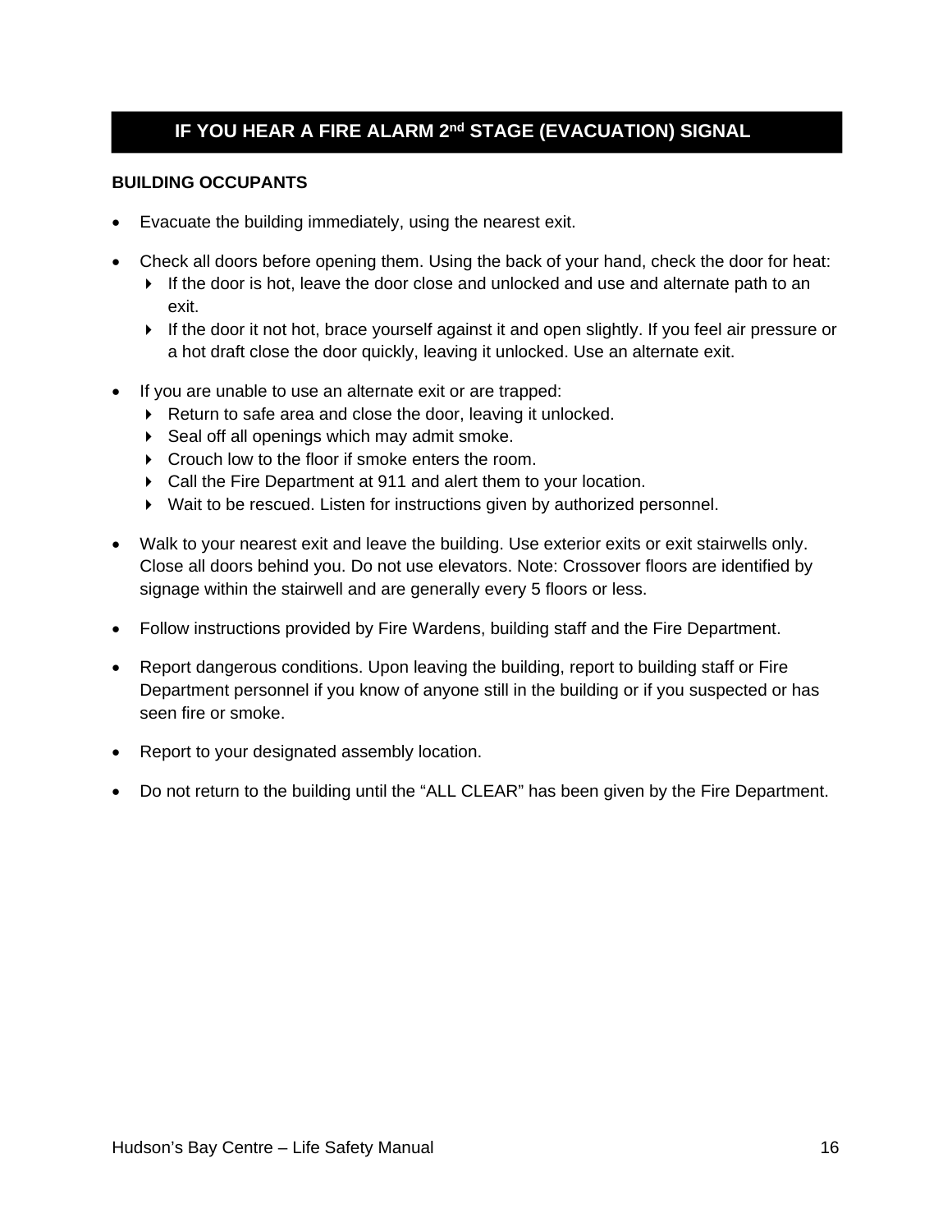## IF YOU HEAR A FIRE ALARM 2nd STAGE (EVACUATION) SIGNAL

**BUILDING OCCUPANTS**

- Evacuate the building immediately, using the nearest exit.
- Check all doors before opening them. Using the back of your hand, check the door for heat:
  - If the door is hot, leave the door close and unlocked and use and alternate path to an exit.
  - If the door it not hot, brace yourself against it and open slightly. If you feel air pressure or a hot draft close the door quickly, leaving it unlocked. Use an alternate exit.
- If you are unable to use an alternate exit or are trapped:
  - Return to safe area and close the door, leaving it unlocked.
  - Seal off all openings which may admit smoke.
  - Crouch low to the floor if smoke enters the room.
  - Call the Fire Department at 911 and alert them to your location.
  - Wait to be rescued. Listen for instructions given by authorized personnel.
- Walk to your nearest exit and leave the building. Use exterior exits or exit stairwells only. Close all doors behind you. Do not use elevators. Note: Crossover floors are identified by signage within the stairwell and are generally every 5 floors or less.
- Follow instructions provided by Fire Wardens, building staff and the Fire Department.
- Report dangerous conditions. Upon leaving the building, report to building staff or Fire Department personnel if you know of anyone still in the building or if you suspected or has seen fire or smoke.
- Report to your designated assembly location.
- Do not return to the building until the “ALL CLEAR” has been given by the Fire Department.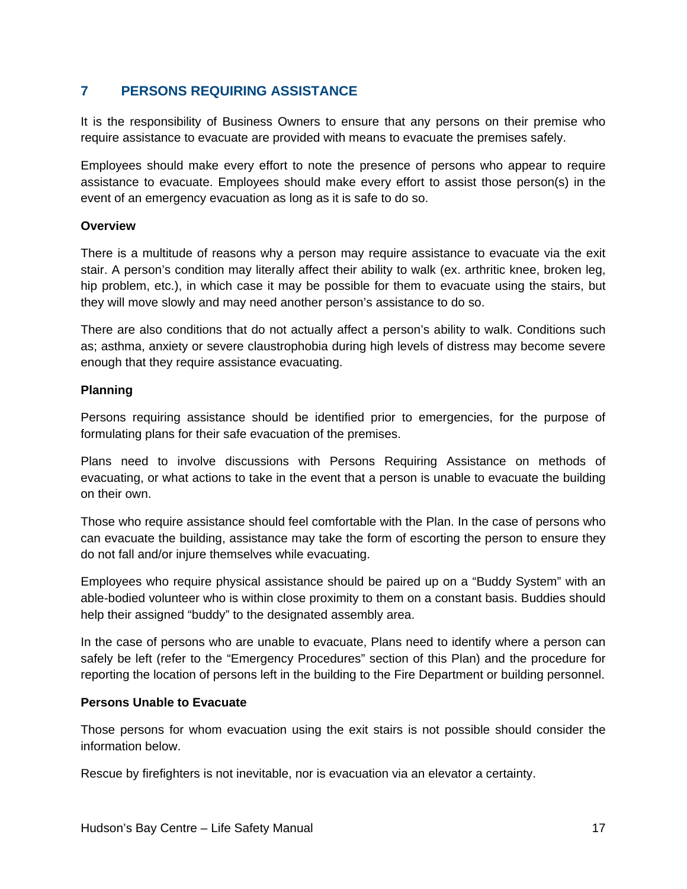## 7 PERSONS REQUIRING ASSISTANCE

It is the responsibility of Business Owners to ensure that any persons on their premise who require assistance to evacuate are provided with means to evacuate the premises safely.

Employees should make every effort to note the presence of persons who appear to require assistance to evacuate. Employees should make every effort to assist those person(s) in the event of an emergency evacuation as long as it is safe to do so.

**Overview**

There is a multitude of reasons why a person may require assistance to evacuate via the exit stair. A person's condition may literally affect their ability to walk (ex. arthritic knee, broken leg, hip problem, etc.), in which case it may be possible for them to evacuate using the stairs, but they will move slowly and may need another person's assistance to do so.

There are also conditions that do not actually affect a person's ability to walk. Conditions such as; asthma, anxiety or severe claustrophobia during high levels of distress may become severe enough that they require assistance evacuating.

**Planning**

Persons requiring assistance should be identified prior to emergencies, for the purpose of formulating plans for their safe evacuation of the premises.

Plans need to involve discussions with Persons Requiring Assistance on methods of evacuating, or what actions to take in the event that a person is unable to evacuate the building on their own.

Those who require assistance should feel comfortable with the Plan. In the case of persons who can evacuate the building, assistance may take the form of escorting the person to ensure they do not fall and/or injure themselves while evacuating.

Employees who require physical assistance should be paired up on a "Buddy System" with an able-bodied volunteer who is within close proximity to them on a constant basis. Buddies should help their assigned "buddy" to the designated assembly area.

In the case of persons who are unable to evacuate, Plans need to identify where a person can safely be left (refer to the "Emergency Procedures" section of this Plan) and the procedure for reporting the location of persons left in the building to the Fire Department or building personnel.

**Persons Unable to Evacuate**

Those persons for whom evacuation using the exit stairs is not possible should consider the information below.

Rescue by firefighters is not inevitable, nor is evacuation via an elevator a certainty.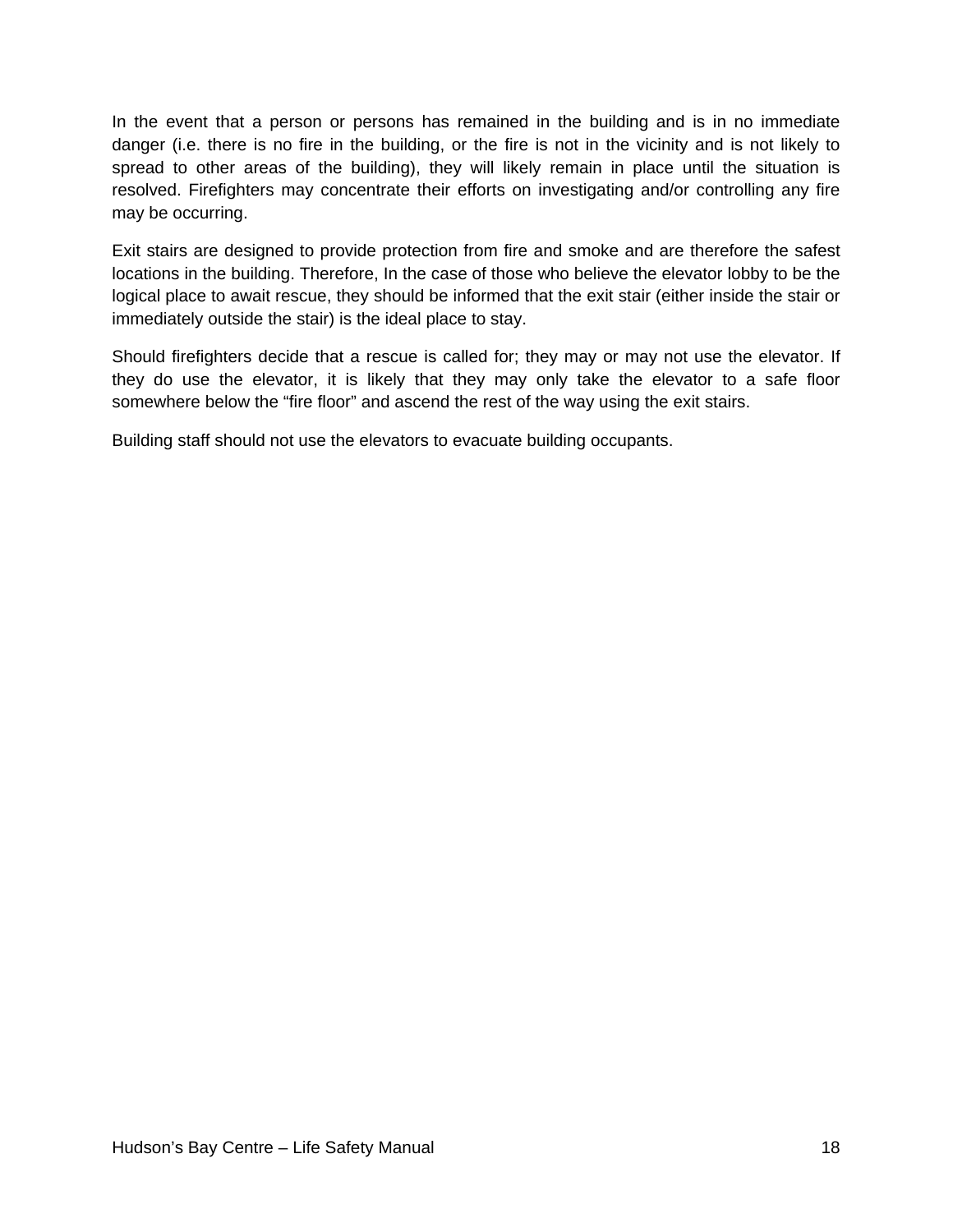In the event that a person or persons has remained in the building and is in no immediate danger (i.e. there is no fire in the building, or the fire is not in the vicinity and is not likely to spread to other areas of the building), they will likely remain in place until the situation is resolved. Firefighters may concentrate their efforts on investigating and/or controlling any fire may be occurring.

Exit stairs are designed to provide protection from fire and smoke and are therefore the safest locations in the building. Therefore, In the case of those who believe the elevator lobby to be the logical place to await rescue, they should be informed that the exit stair (either inside the stair or immediately outside the stair) is the ideal place to stay.

Should firefighters decide that a rescue is called for; they may or may not use the elevator. If they do use the elevator, it is likely that they may only take the elevator to a safe floor somewhere below the “fire floor” and ascend the rest of the way using the exit stairs.

Building staff should not use the elevators to evacuate building occupants.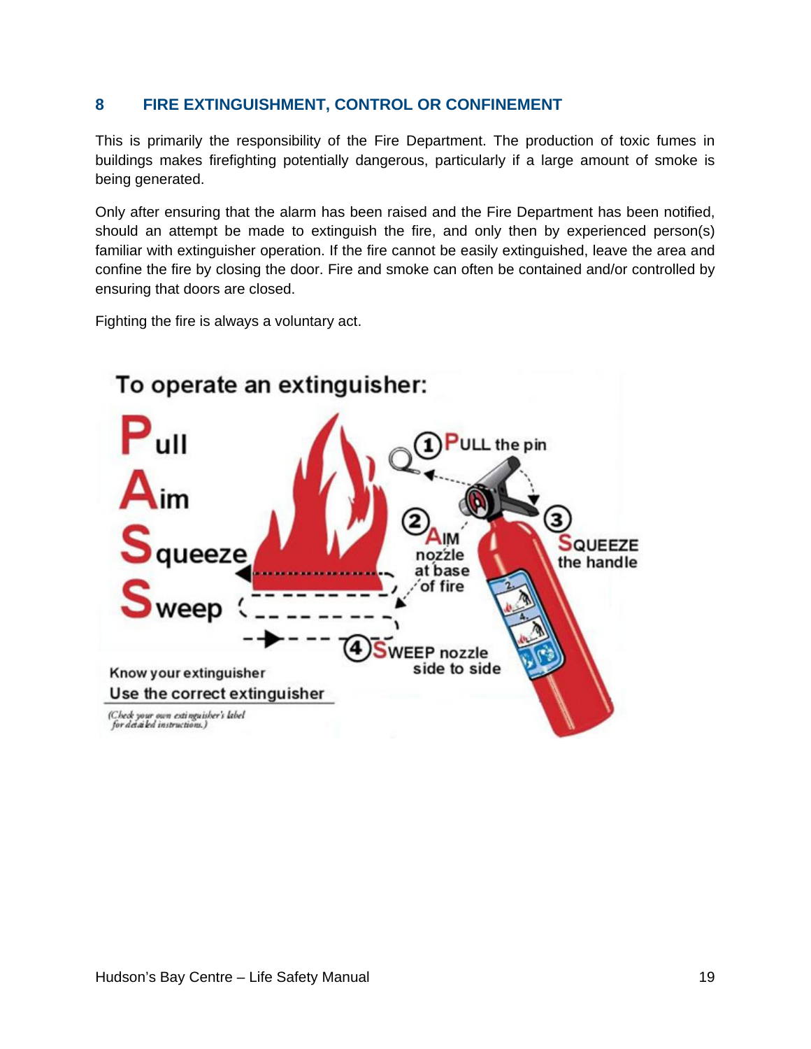## 8 FIRE EXTINGUISHMENT, CONTROL OR CONFINEMENT

This is primarily the responsibility of the Fire Department. The production of toxic fumes in buildings makes firefighting potentially dangerous, particularly if a large amount of smoke is being generated.

Only after ensuring that the alarm has been raised and the Fire Department has been notified, should an attempt be made to extinguish the fire, and only then by experienced person(s) familiar with extinguisher operation. If the fire cannot be easily extinguished, leave the area and confine the fire by closing the door. Fire and smoke can often be contained and/or controlled by ensuring that doors are closed.

Fighting the fire is always a voluntary act.

**To operate an extinguisher:**

**P**ull
**A**im
**S**queeze
**S**weep

1. PULL the pin
2. AIM nozzle at base of fire
3. SQUEEZE the handle
4. SWEEP nozzle side to side

Know your extinguisher
Use the correct extinguisher

*(Check your own extinguisher's label for detailed instructions.)*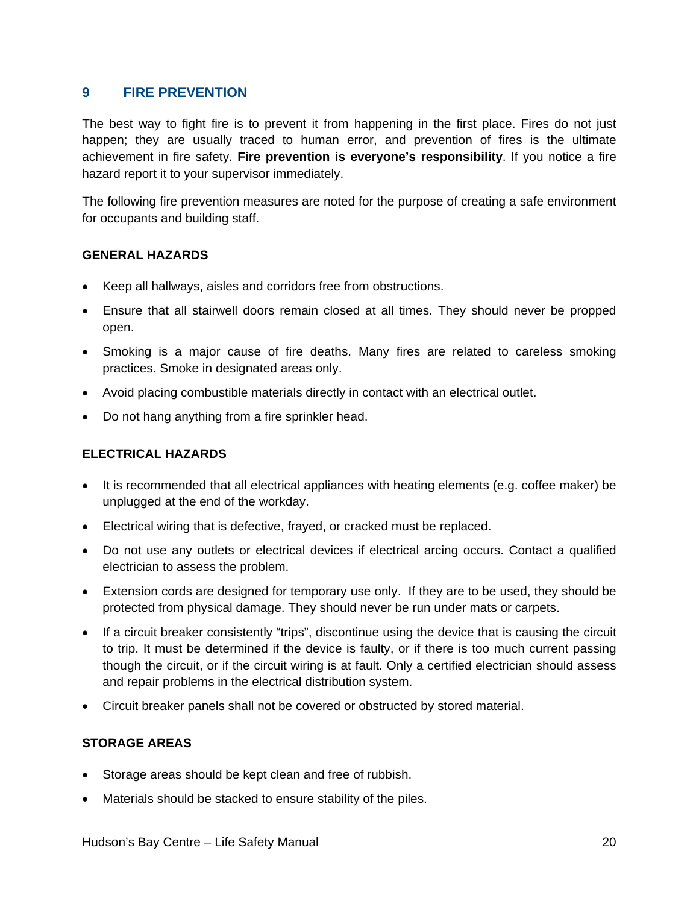## 9 FIRE PREVENTION

The best way to fight fire is to prevent it from happening in the first place. Fires do not just happen; they are usually traced to human error, and prevention of fires is the ultimate achievement in fire safety. **Fire prevention is everyone's responsibility**. If you notice a fire hazard report it to your supervisor immediately.

The following fire prevention measures are noted for the purpose of creating a safe environment for occupants and building staff.

### GENERAL HAZARDS

- Keep all hallways, aisles and corridors free from obstructions.
- Ensure that all stairwell doors remain closed at all times. They should never be propped open.
- Smoking is a major cause of fire deaths. Many fires are related to careless smoking practices. Smoke in designated areas only.
- Avoid placing combustible materials directly in contact with an electrical outlet.
- Do not hang anything from a fire sprinkler head.

### ELECTRICAL HAZARDS

- It is recommended that all electrical appliances with heating elements (e.g. coffee maker) be unplugged at the end of the workday.
- Electrical wiring that is defective, frayed, or cracked must be replaced.
- Do not use any outlets or electrical devices if electrical arcing occurs. Contact a qualified electrician to assess the problem.
- Extension cords are designed for temporary use only. If they are to be used, they should be protected from physical damage. They should never be run under mats or carpets.
- If a circuit breaker consistently "trips", discontinue using the device that is causing the circuit to trip. It must be determined if the device is faulty, or if there is too much current passing though the circuit, or if the circuit wiring is at fault. Only a certified electrician should assess and repair problems in the electrical distribution system.
- Circuit breaker panels shall not be covered or obstructed by stored material.

### STORAGE AREAS

- Storage areas should be kept clean and free of rubbish.
- Materials should be stacked to ensure stability of the piles.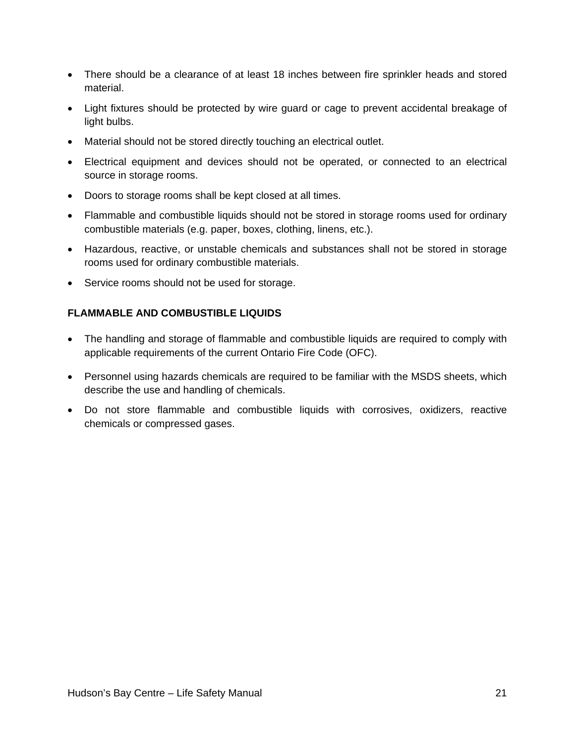- There should be a clearance of at least 18 inches between fire sprinkler heads and stored material.
- Light fixtures should be protected by wire guard or cage to prevent accidental breakage of light bulbs.
- Material should not be stored directly touching an electrical outlet.
- Electrical equipment and devices should not be operated, or connected to an electrical source in storage rooms.
- Doors to storage rooms shall be kept closed at all times.
- Flammable and combustible liquids should not be stored in storage rooms used for ordinary combustible materials (e.g. paper, boxes, clothing, linens, etc.).
- Hazardous, reactive, or unstable chemicals and substances shall not be stored in storage rooms used for ordinary combustible materials.
- Service rooms should not be used for storage.

**FLAMMABLE AND COMBUSTIBLE LIQUIDS**

- The handling and storage of flammable and combustible liquids are required to comply with applicable requirements of the current Ontario Fire Code (OFC).
- Personnel using hazards chemicals are required to be familiar with the MSDS sheets, which describe the use and handling of chemicals.
- Do not store flammable and combustible liquids with corrosives, oxidizers, reactive chemicals or compressed gases.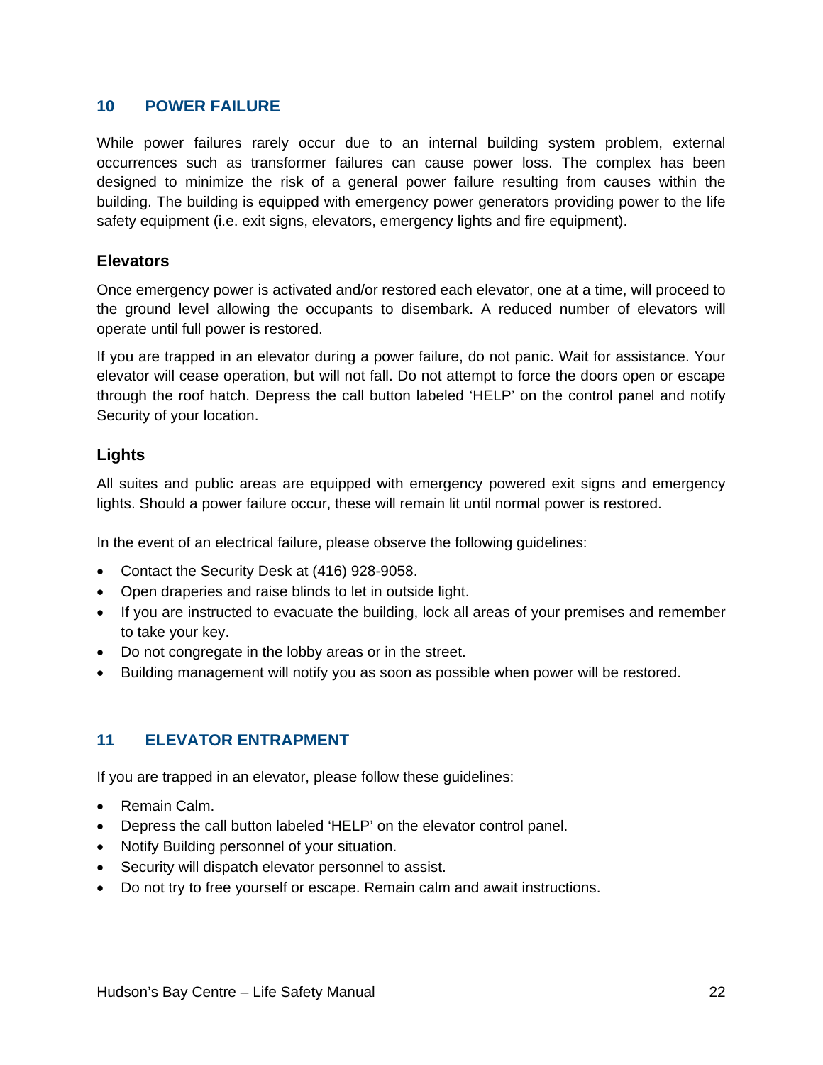## 10 POWER FAILURE

While power failures rarely occur due to an internal building system problem, external occurrences such as transformer failures can cause power loss. The complex has been designed to minimize the risk of a general power failure resulting from causes within the building. The building is equipped with emergency power generators providing power to the life safety equipment (i.e. exit signs, elevators, emergency lights and fire equipment).

### Elevators

Once emergency power is activated and/or restored each elevator, one at a time, will proceed to the ground level allowing the occupants to disembark. A reduced number of elevators will operate until full power is restored.

If you are trapped in an elevator during a power failure, do not panic. Wait for assistance. Your elevator will cease operation, but will not fall. Do not attempt to force the doors open or escape through the roof hatch. Depress the call button labeled ‘HELP’ on the control panel and notify Security of your location.

### Lights

All suites and public areas are equipped with emergency powered exit signs and emergency lights. Should a power failure occur, these will remain lit until normal power is restored.

In the event of an electrical failure, please observe the following guidelines:

- Contact the Security Desk at (416) 928-9058.
- Open draperies and raise blinds to let in outside light.
- If you are instructed to evacuate the building, lock all areas of your premises and remember to take your key.
- Do not congregate in the lobby areas or in the street.
- Building management will notify you as soon as possible when power will be restored.

## 11 ELEVATOR ENTRAPMENT

If you are trapped in an elevator, please follow these guidelines:

- Remain Calm.
- Depress the call button labeled ‘HELP’ on the elevator control panel.
- Notify Building personnel of your situation.
- Security will dispatch elevator personnel to assist.
- Do not try to free yourself or escape. Remain calm and await instructions.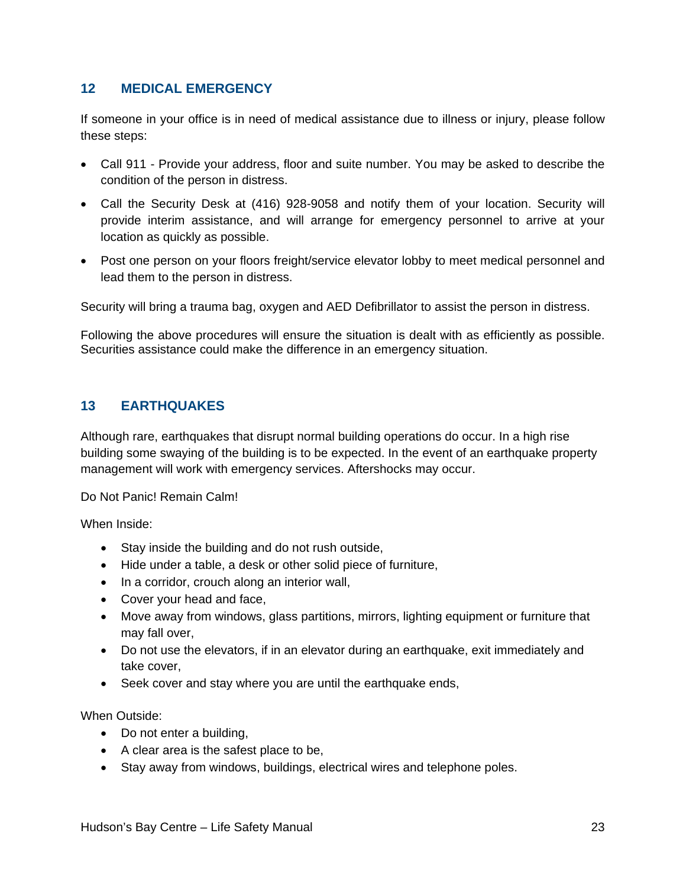## 12 MEDICAL EMERGENCY

If someone in your office is in need of medical assistance due to illness or injury, please follow these steps:

- Call 911 - Provide your address, floor and suite number. You may be asked to describe the condition of the person in distress.
- Call the Security Desk at (416) 928-9058 and notify them of your location. Security will provide interim assistance, and will arrange for emergency personnel to arrive at your location as quickly as possible.
- Post one person on your floors freight/service elevator lobby to meet medical personnel and lead them to the person in distress.

Security will bring a trauma bag, oxygen and AED Defibrillator to assist the person in distress.

Following the above procedures will ensure the situation is dealt with as efficiently as possible. Securities assistance could make the difference in an emergency situation.

## 13 EARTHQUAKES

Although rare, earthquakes that disrupt normal building operations do occur. In a high rise building some swaying of the building is to be expected. In the event of an earthquake property management will work with emergency services. Aftershocks may occur.

Do Not Panic! Remain Calm!

When Inside:

- Stay inside the building and do not rush outside,
- Hide under a table, a desk or other solid piece of furniture,
- In a corridor, crouch along an interior wall,
- Cover your head and face,
- Move away from windows, glass partitions, mirrors, lighting equipment or furniture that may fall over,
- Do not use the elevators, if in an elevator during an earthquake, exit immediately and take cover,
- Seek cover and stay where you are until the earthquake ends,

When Outside:

- Do not enter a building,
- A clear area is the safest place to be,
- Stay away from windows, buildings, electrical wires and telephone poles.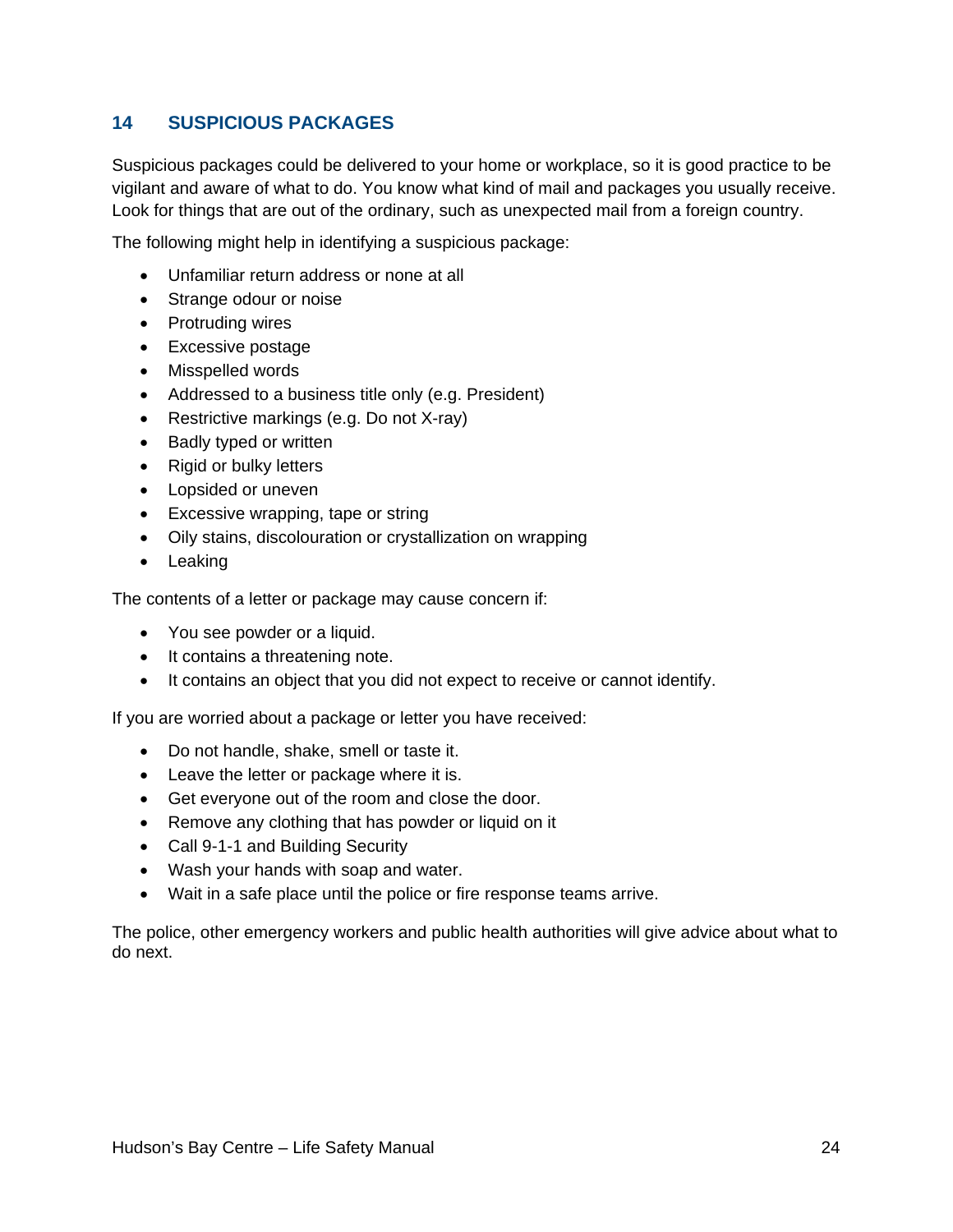## 14 SUSPICIOUS PACKAGES

Suspicious packages could be delivered to your home or workplace, so it is good practice to be vigilant and aware of what to do. You know what kind of mail and packages you usually receive. Look for things that are out of the ordinary, such as unexpected mail from a foreign country.

The following might help in identifying a suspicious package:

- Unfamiliar return address or none at all
- Strange odour or noise
- Protruding wires
- Excessive postage
- Misspelled words
- Addressed to a business title only (e.g. President)
- Restrictive markings (e.g. Do not X-ray)
- Badly typed or written
- Rigid or bulky letters
- Lopsided or uneven
- Excessive wrapping, tape or string
- Oily stains, discolouration or crystallization on wrapping
- Leaking

The contents of a letter or package may cause concern if:

- You see powder or a liquid.
- It contains a threatening note.
- It contains an object that you did not expect to receive or cannot identify.

If you are worried about a package or letter you have received:

- Do not handle, shake, smell or taste it.
- Leave the letter or package where it is.
- Get everyone out of the room and close the door.
- Remove any clothing that has powder or liquid on it
- Call 9-1-1 and Building Security
- Wash your hands with soap and water.
- Wait in a safe place until the police or fire response teams arrive.

The police, other emergency workers and public health authorities will give advice about what to do next.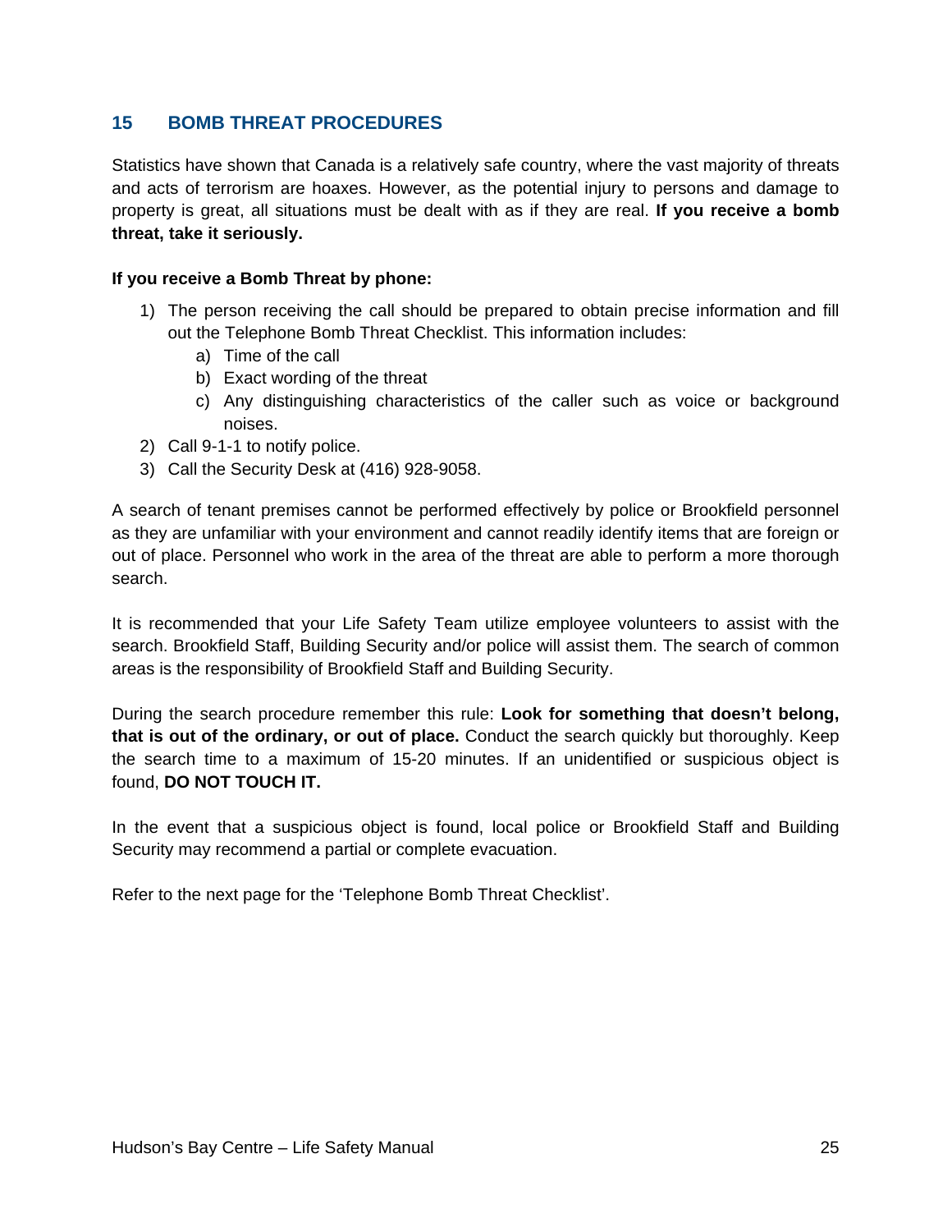## 15 BOMB THREAT PROCEDURES

Statistics have shown that Canada is a relatively safe country, where the vast majority of threats and acts of terrorism are hoaxes. However, as the potential injury to persons and damage to property is great, all situations must be dealt with as if they are real. **If you receive a bomb threat, take it seriously.**

**If you receive a Bomb Threat by phone:**

1) The person receiving the call should be prepared to obtain precise information and fill out the Telephone Bomb Threat Checklist. This information includes:
   a) Time of the call
   b) Exact wording of the threat
   c) Any distinguishing characteristics of the caller such as voice or background noises.
2) Call 9-1-1 to notify police.
3) Call the Security Desk at (416) 928-9058.

A search of tenant premises cannot be performed effectively by police or Brookfield personnel as they are unfamiliar with your environment and cannot readily identify items that are foreign or out of place. Personnel who work in the area of the threat are able to perform a more thorough search.

It is recommended that your Life Safety Team utilize employee volunteers to assist with the search. Brookfield Staff, Building Security and/or police will assist them. The search of common areas is the responsibility of Brookfield Staff and Building Security.

During the search procedure remember this rule: **Look for something that doesn't belong, that is out of the ordinary, or out of place.** Conduct the search quickly but thoroughly. Keep the search time to a maximum of 15-20 minutes. If an unidentified or suspicious object is found, **DO NOT TOUCH IT.**

In the event that a suspicious object is found, local police or Brookfield Staff and Building Security may recommend a partial or complete evacuation.

Refer to the next page for the 'Telephone Bomb Threat Checklist'.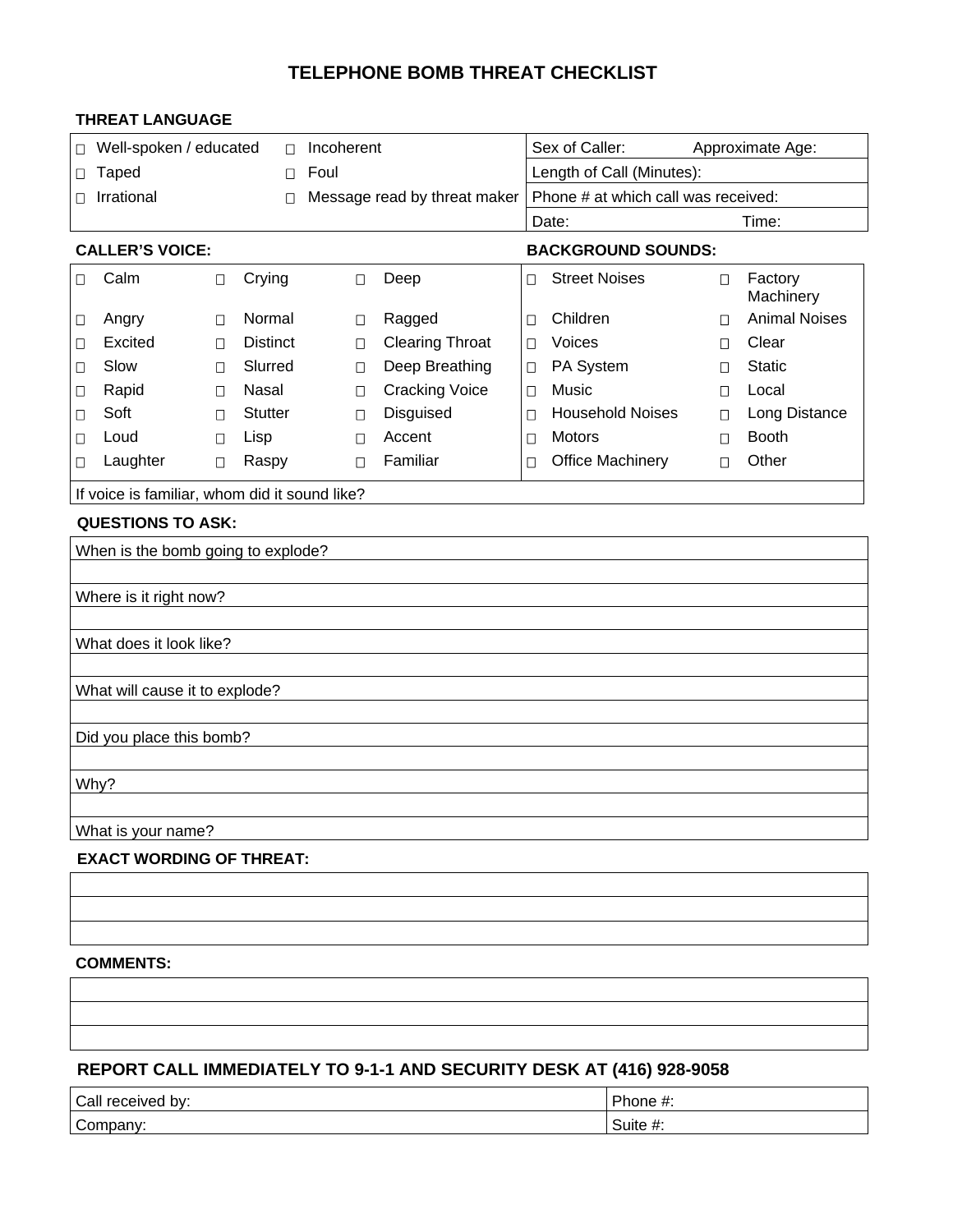# TELEPHONE BOMB THREAT CHECKLIST

**THREAT LANGUAGE**

| | | |
|---|---|---|
| ☐ Well-spoken / educated | ☐ Incoherent | Sex of Caller: Approximate Age: |
| ☐ Taped | ☐ Foul | Length of Call (Minutes): |
| ☐ Irrational | ☐ Message read by threat maker | Phone # at which call was received: |
| | | Date: Time: |

**CALLER'S VOICE:** / **BACKGROUND SOUNDS:**

| | | | | |
|---|---|---|---|---|
| ☐ Calm | ☐ Crying | ☐ Deep | ☐ Street Noises | ☐ Factory Machinery |
| ☐ Angry | ☐ Normal | ☐ Ragged | ☐ Children | ☐ Animal Noises |
| ☐ Excited | ☐ Distinct | ☐ Clearing Throat | ☐ Voices | ☐ Clear |
| ☐ Slow | ☐ Slurred | ☐ Deep Breathing | ☐ PA System | ☐ Static |
| ☐ Rapid | ☐ Nasal | ☐ Cracking Voice | ☐ Music | ☐ Local |
| ☐ Soft | ☐ Stutter | ☐ Disguised | ☐ Household Noises | ☐ Long Distance |
| ☐ Loud | ☐ Lisp | ☐ Accent | ☐ Motors | ☐ Booth |
| ☐ Laughter | ☐ Raspy | ☐ Familiar | ☐ Office Machinery | ☐ Other |
| If voice is familiar, whom did it sound like? | | | | |

**QUESTIONS TO ASK:**

| |
|---|
| When is the bomb going to explode? |
| |
| Where is it right now? |
| |
| What does it look like? |
| |
| What will cause it to explode? |
| |
| Did you place this bomb? |
| |
| Why? |
| |
| What is your name? |

**EXACT WORDING OF THREAT:**

| |
|---|
| |
| |
| |

**COMMENTS:**

| |
|---|
| |
| |
| |

## REPORT CALL IMMEDIATELY TO 9-1-1 AND SECURITY DESK AT (416) 928-9058

| | |
|---|---|
| Call received by: | Phone #: |
| Company: | Suite #: |